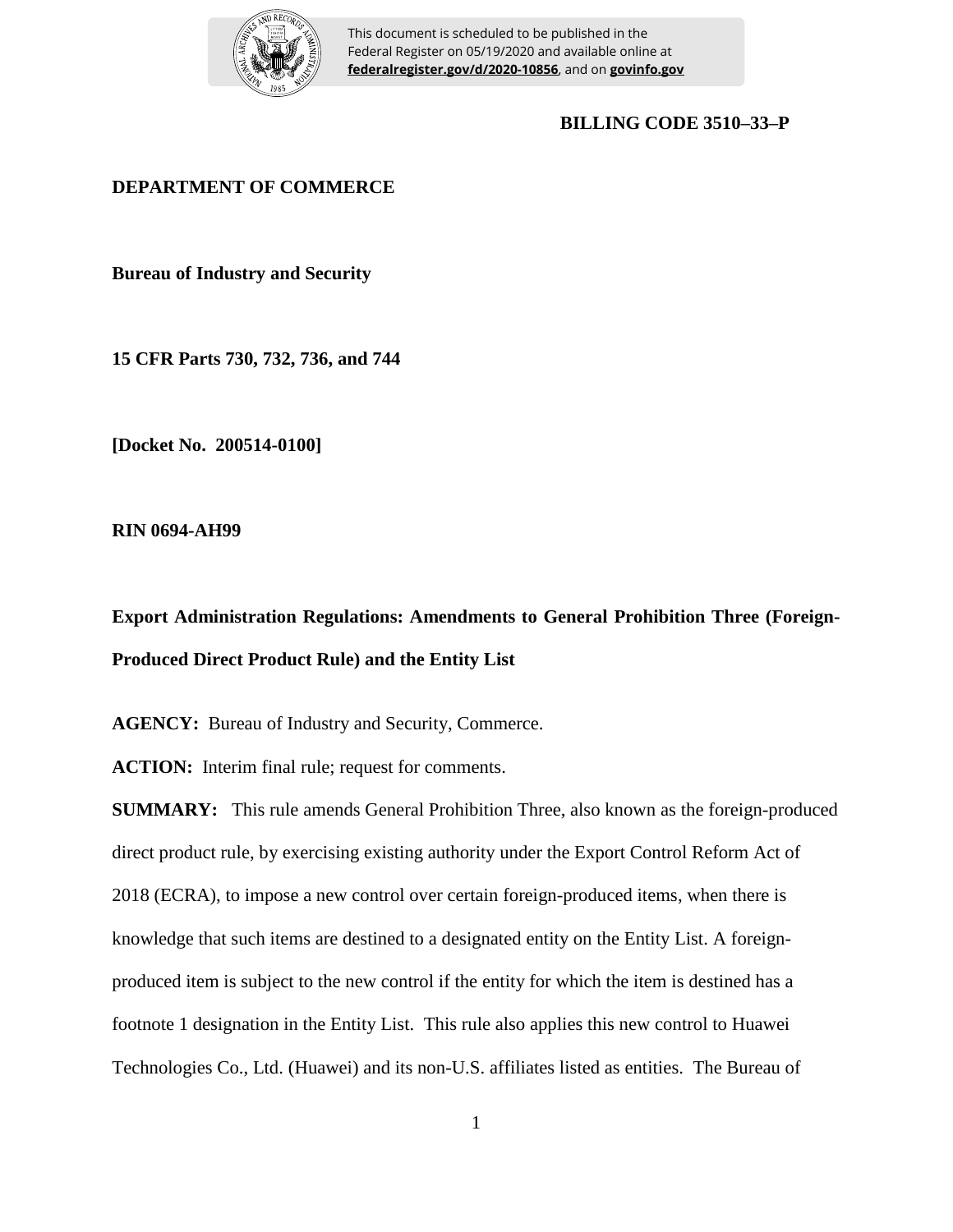This document is scheduled to be published in the Federal Register on 05/19/2020 and available online at **federalregister.gov/d/2020-10856**, and on **govinfo.gov**

**BILLING CODE 3510–33–P**

**DEPARTMENT OF COMMERCE**

**Bureau of Industry and Security**

**15 CFR Parts 730, 732, 736, and 744**

**[Docket No. 200514-0100]**

**RIN 0694-AH99**

**Export Administration Regulations: Amendments to General Prohibition Three (Foreign-Produced Direct Product Rule) and the Entity List**

**AGENCY:** Bureau of Industry and Security, Commerce.

**ACTION:** Interim final rule; request for comments.

**SUMMARY:** This rule amends General Prohibition Three, also known as the foreign-produced direct product rule, by exercising existing authority under the Export Control Reform Act of 2018 (ECRA), to impose a new control over certain foreign-produced items, when there is knowledge that such items are destined to a designated entity on the Entity List. A foreign-produced item is subject to the new control if the entity for which the item is destined has a footnote 1 designation in the Entity List. This rule also applies this new control to Huawei Technologies Co., Ltd. (Huawei) and its non-U.S. affiliates listed as entities. The Bureau of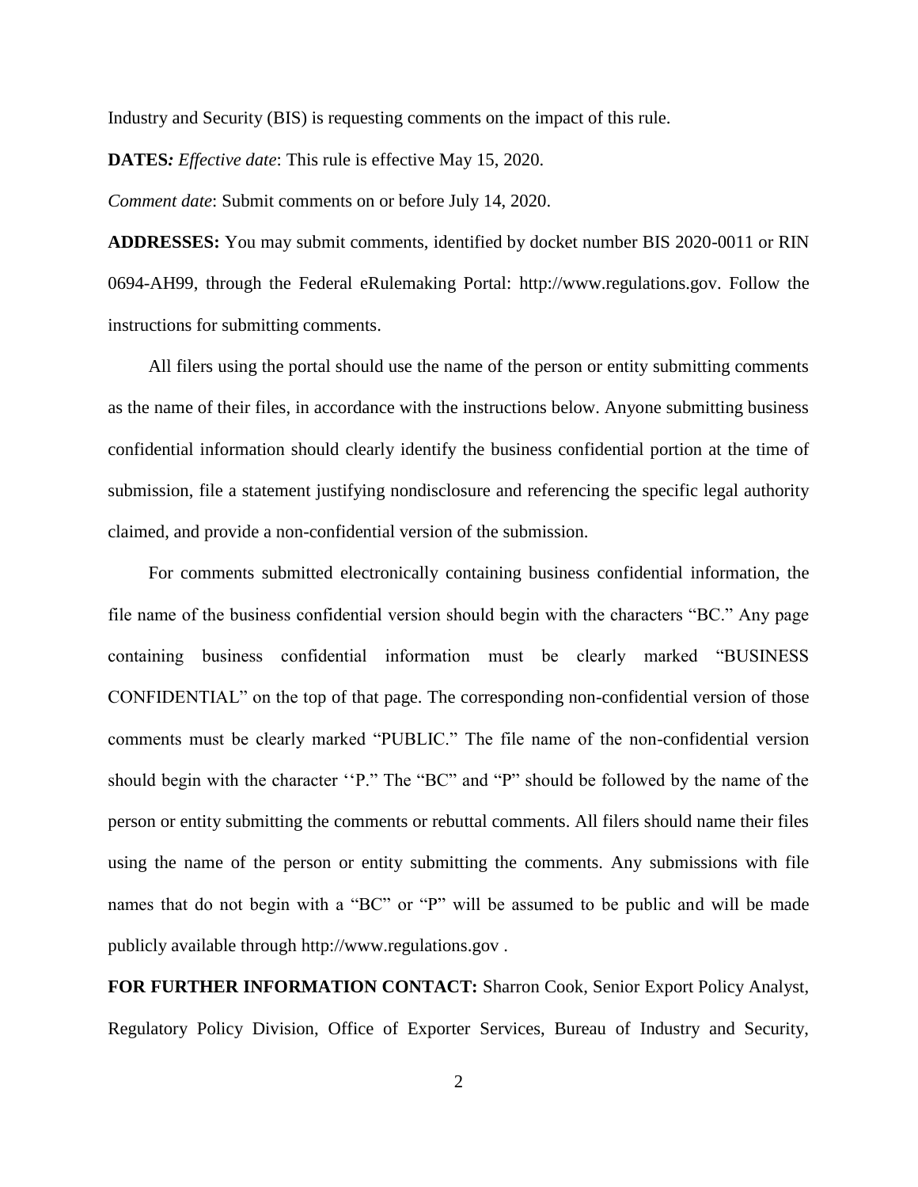Industry and Security (BIS) is requesting comments on the impact of this rule.

**DATES***:* *Effective date*: This rule is effective May 15, 2020.

*Comment date*: Submit comments on or before July 14, 2020.

**ADDRESSES:** You may submit comments, identified by docket number BIS 2020-0011 or RIN 0694-AH99, through the Federal eRulemaking Portal: http://www.regulations.gov. Follow the instructions for submitting comments.

All filers using the portal should use the name of the person or entity submitting comments as the name of their files, in accordance with the instructions below. Anyone submitting business confidential information should clearly identify the business confidential portion at the time of submission, file a statement justifying nondisclosure and referencing the specific legal authority claimed, and provide a non-confidential version of the submission.

For comments submitted electronically containing business confidential information, the file name of the business confidential version should begin with the characters "BC." Any page containing business confidential information must be clearly marked "BUSINESS CONFIDENTIAL" on the top of that page. The corresponding non-confidential version of those comments must be clearly marked "PUBLIC." The file name of the non-confidential version should begin with the character ''P." The "BC" and "P" should be followed by the name of the person or entity submitting the comments or rebuttal comments. All filers should name their files using the name of the person or entity submitting the comments. Any submissions with file names that do not begin with a "BC" or "P" will be assumed to be public and will be made publicly available through http://www.regulations.gov .

**FOR FURTHER INFORMATION CONTACT:** Sharron Cook, Senior Export Policy Analyst, Regulatory Policy Division, Office of Exporter Services, Bureau of Industry and Security,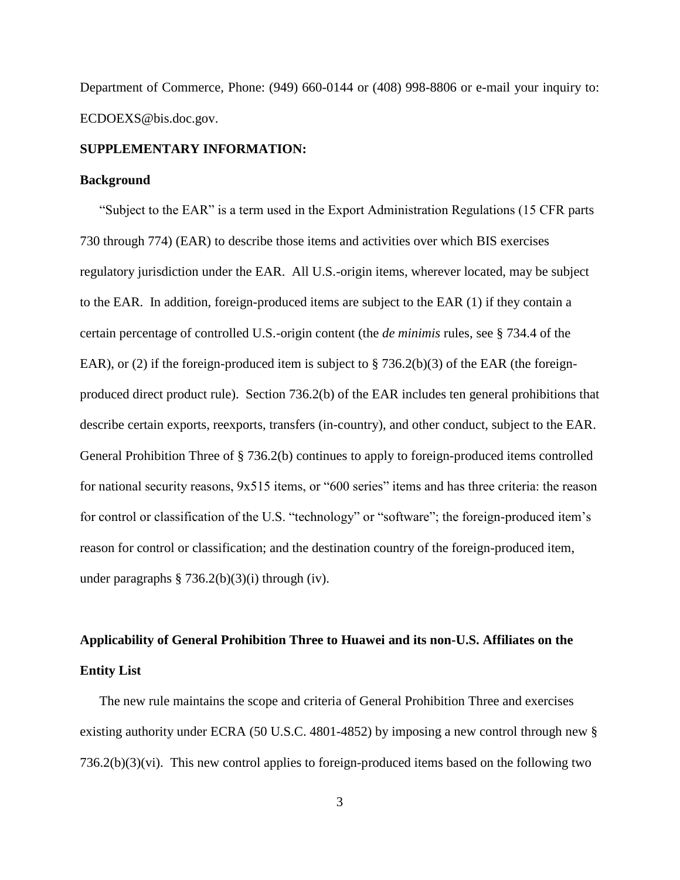Department of Commerce, Phone: (949) 660-0144 or (408) 998-8806 or e-mail your inquiry to: ECDOEXS@bis.doc.gov.

**SUPPLEMENTARY INFORMATION:**

**Background**

"Subject to the EAR" is a term used in the Export Administration Regulations (15 CFR parts 730 through 774) (EAR) to describe those items and activities over which BIS exercises regulatory jurisdiction under the EAR. All U.S.-origin items, wherever located, may be subject to the EAR. In addition, foreign-produced items are subject to the EAR (1) if they contain a certain percentage of controlled U.S.-origin content (the *de minimis* rules, see § 734.4 of the EAR), or (2) if the foreign-produced item is subject to § 736.2(b)(3) of the EAR (the foreign-produced direct product rule). Section 736.2(b) of the EAR includes ten general prohibitions that describe certain exports, reexports, transfers (in-country), and other conduct, subject to the EAR. General Prohibition Three of § 736.2(b) continues to apply to foreign-produced items controlled for national security reasons, 9x515 items, or "600 series" items and has three criteria: the reason for control or classification of the U.S. "technology" or "software"; the foreign-produced item's reason for control or classification; and the destination country of the foreign-produced item, under paragraphs § 736.2(b)(3)(i) through (iv).

**Applicability of General Prohibition Three to Huawei and its non-U.S. Affiliates on the Entity List**

The new rule maintains the scope and criteria of General Prohibition Three and exercises existing authority under ECRA (50 U.S.C. 4801-4852) by imposing a new control through new § 736.2(b)(3)(vi). This new control applies to foreign-produced items based on the following two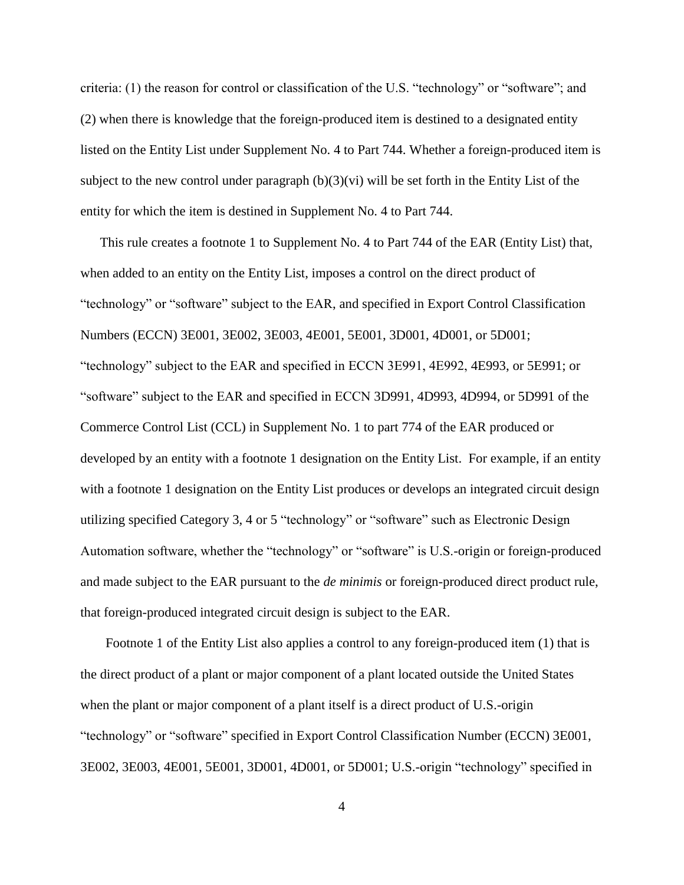criteria: (1) the reason for control or classification of the U.S. "technology" or "software"; and (2) when there is knowledge that the foreign-produced item is destined to a designated entity listed on the Entity List under Supplement No. 4 to Part 744. Whether a foreign-produced item is subject to the new control under paragraph (b)(3)(vi) will be set forth in the Entity List of the entity for which the item is destined in Supplement No. 4 to Part 744.

This rule creates a footnote 1 to Supplement No. 4 to Part 744 of the EAR (Entity List) that, when added to an entity on the Entity List, imposes a control on the direct product of "technology" or "software" subject to the EAR, and specified in Export Control Classification Numbers (ECCN) 3E001, 3E002, 3E003, 4E001, 5E001, 3D001, 4D001, or 5D001; "technology" subject to the EAR and specified in ECCN 3E991, 4E992, 4E993, or 5E991; or "software" subject to the EAR and specified in ECCN 3D991, 4D993, 4D994, or 5D991 of the Commerce Control List (CCL) in Supplement No. 1 to part 774 of the EAR produced or developed by an entity with a footnote 1 designation on the Entity List. For example, if an entity with a footnote 1 designation on the Entity List produces or develops an integrated circuit design utilizing specified Category 3, 4 or 5 "technology" or "software" such as Electronic Design Automation software, whether the "technology" or "software" is U.S.-origin or foreign-produced and made subject to the EAR pursuant to the *de minimis* or foreign-produced direct product rule, that foreign-produced integrated circuit design is subject to the EAR.

Footnote 1 of the Entity List also applies a control to any foreign-produced item (1) that is the direct product of a plant or major component of a plant located outside the United States when the plant or major component of a plant itself is a direct product of U.S.-origin "technology" or "software" specified in Export Control Classification Number (ECCN) 3E001, 3E002, 3E003, 4E001, 5E001, 3D001, 4D001, or 5D001; U.S.-origin "technology" specified in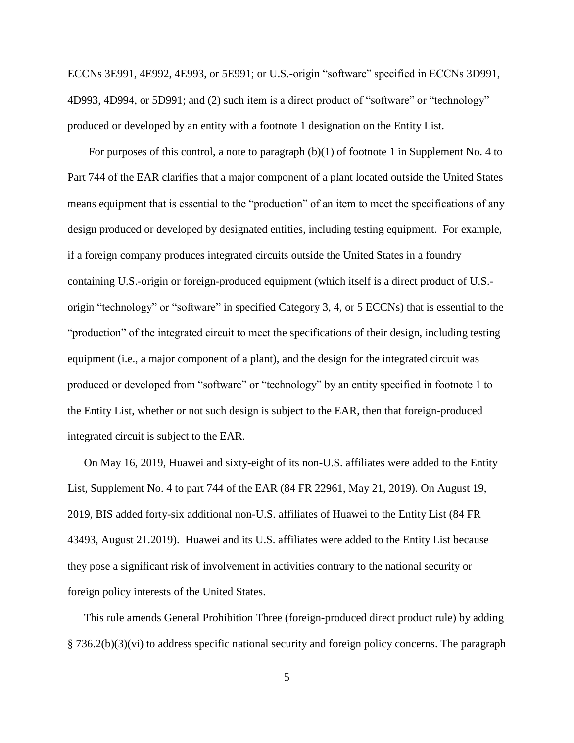ECCNs 3E991, 4E992, 4E993, or 5E991; or U.S.-origin "software" specified in ECCNs 3D991, 4D993, 4D994, or 5D991; and (2) such item is a direct product of "software" or "technology" produced or developed by an entity with a footnote 1 designation on the Entity List.

For purposes of this control, a note to paragraph (b)(1) of footnote 1 in Supplement No. 4 to Part 744 of the EAR clarifies that a major component of a plant located outside the United States means equipment that is essential to the "production" of an item to meet the specifications of any design produced or developed by designated entities, including testing equipment. For example, if a foreign company produces integrated circuits outside the United States in a foundry containing U.S.-origin or foreign-produced equipment (which itself is a direct product of U.S.-origin "technology" or "software" in specified Category 3, 4, or 5 ECCNs) that is essential to the "production" of the integrated circuit to meet the specifications of their design, including testing equipment (i.e., a major component of a plant), and the design for the integrated circuit was produced or developed from "software" or "technology" by an entity specified in footnote 1 to the Entity List, whether or not such design is subject to the EAR, then that foreign-produced integrated circuit is subject to the EAR.

On May 16, 2019, Huawei and sixty-eight of its non-U.S. affiliates were added to the Entity List, Supplement No. 4 to part 744 of the EAR (84 FR 22961, May 21, 2019). On August 19, 2019, BIS added forty-six additional non-U.S. affiliates of Huawei to the Entity List (84 FR 43493, August 21.2019). Huawei and its U.S. affiliates were added to the Entity List because they pose a significant risk of involvement in activities contrary to the national security or foreign policy interests of the United States.

This rule amends General Prohibition Three (foreign-produced direct product rule) by adding § 736.2(b)(3)(vi) to address specific national security and foreign policy concerns. The paragraph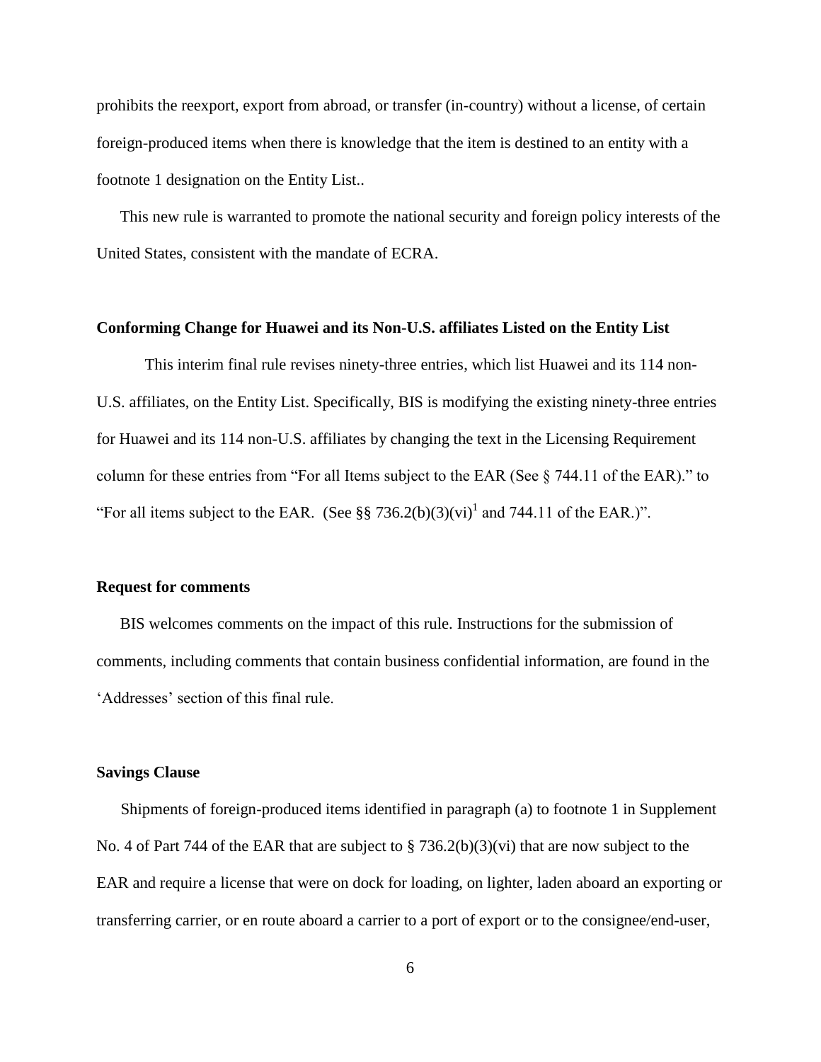prohibits the reexport, export from abroad, or transfer (in-country) without a license, of certain foreign-produced items when there is knowledge that the item is destined to an entity with a footnote 1 designation on the Entity List..

This new rule is warranted to promote the national security and foreign policy interests of the United States, consistent with the mandate of ECRA.

**Conforming Change for Huawei and its Non-U.S. affiliates Listed on the Entity List**

This interim final rule revises ninety-three entries, which list Huawei and its 114 non-U.S. affiliates, on the Entity List. Specifically, BIS is modifying the existing ninety-three entries for Huawei and its 114 non-U.S. affiliates by changing the text in the Licensing Requirement column for these entries from "For all Items subject to the EAR (See § 744.11 of the EAR)." to "For all items subject to the EAR. (See §§ 736.2(b)(3)(vi)[1] and 744.11 of the EAR.)".

**Request for comments**

BIS welcomes comments on the impact of this rule. Instructions for the submission of comments, including comments that contain business confidential information, are found in the 'Addresses' section of this final rule.

**Savings Clause**

Shipments of foreign-produced items identified in paragraph (a) to footnote 1 in Supplement No. 4 of Part 744 of the EAR that are subject to § 736.2(b)(3)(vi) that are now subject to the EAR and require a license that were on dock for loading, on lighter, laden aboard an exporting or transferring carrier, or en route aboard a carrier to a port of export or to the consignee/end-user,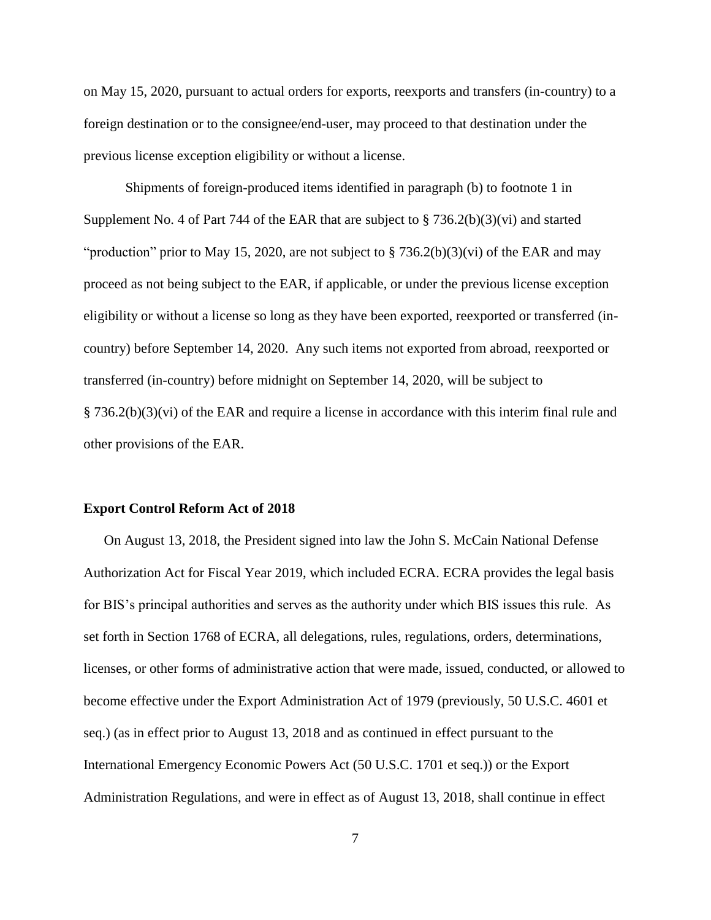on May 15, 2020, pursuant to actual orders for exports, reexports and transfers (in-country) to a foreign destination or to the consignee/end-user, may proceed to that destination under the previous license exception eligibility or without a license.

Shipments of foreign-produced items identified in paragraph (b) to footnote 1 in Supplement No. 4 of Part 744 of the EAR that are subject to § 736.2(b)(3)(vi) and started "production" prior to May 15, 2020, are not subject to § 736.2(b)(3)(vi) of the EAR and may proceed as not being subject to the EAR, if applicable, or under the previous license exception eligibility or without a license so long as they have been exported, reexported or transferred (in-country) before September 14, 2020. Any such items not exported from abroad, reexported or transferred (in-country) before midnight on September 14, 2020, will be subject to § 736.2(b)(3)(vi) of the EAR and require a license in accordance with this interim final rule and other provisions of the EAR.

**Export Control Reform Act of 2018**

On August 13, 2018, the President signed into law the John S. McCain National Defense Authorization Act for Fiscal Year 2019, which included ECRA. ECRA provides the legal basis for BIS's principal authorities and serves as the authority under which BIS issues this rule. As set forth in Section 1768 of ECRA, all delegations, rules, regulations, orders, determinations, licenses, or other forms of administrative action that were made, issued, conducted, or allowed to become effective under the Export Administration Act of 1979 (previously, 50 U.S.C. 4601 et seq.) (as in effect prior to August 13, 2018 and as continued in effect pursuant to the International Emergency Economic Powers Act (50 U.S.C. 1701 et seq.)) or the Export Administration Regulations, and were in effect as of August 13, 2018, shall continue in effect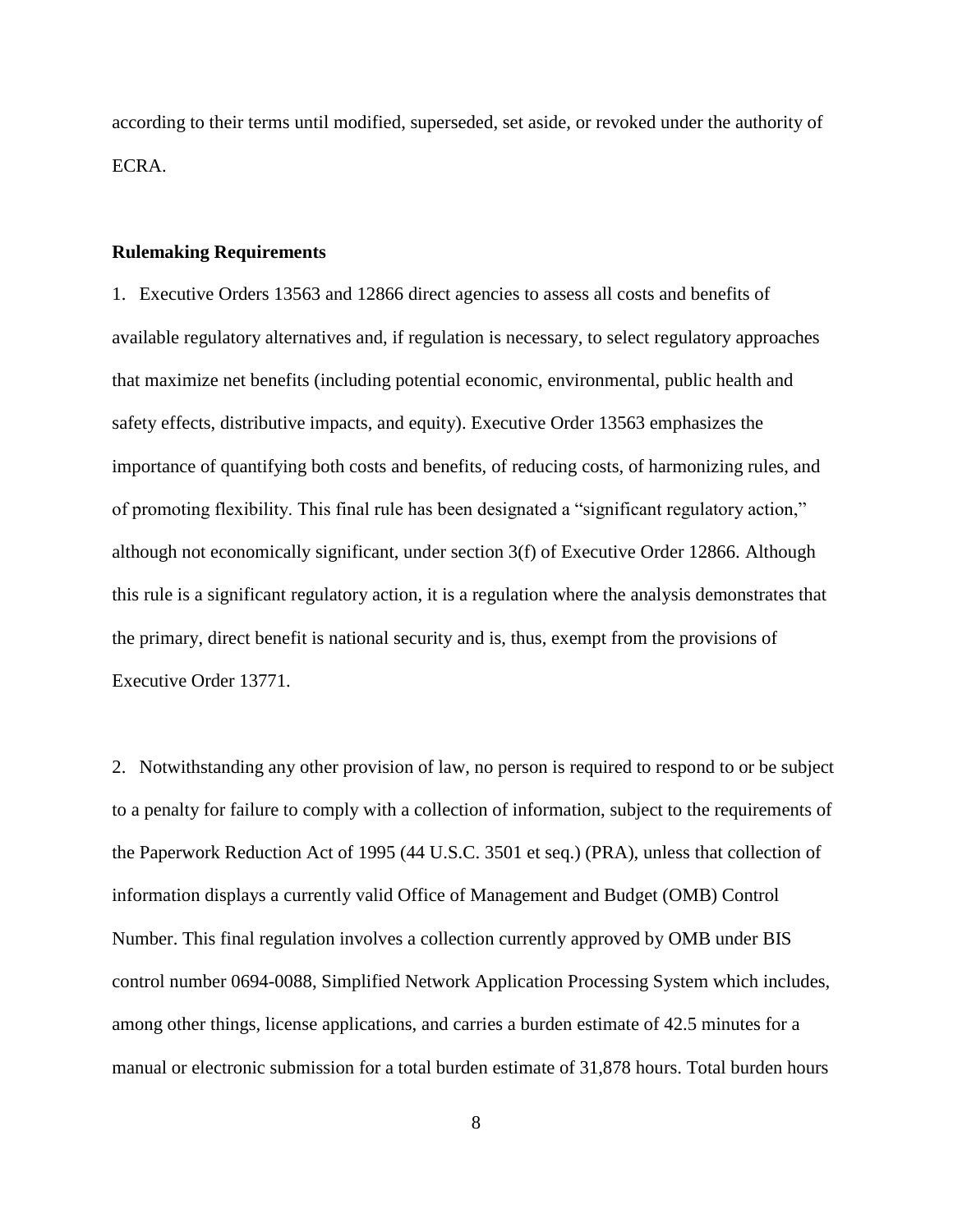according to their terms until modified, superseded, set aside, or revoked under the authority of ECRA.

**Rulemaking Requirements**

1. Executive Orders 13563 and 12866 direct agencies to assess all costs and benefits of available regulatory alternatives and, if regulation is necessary, to select regulatory approaches that maximize net benefits (including potential economic, environmental, public health and safety effects, distributive impacts, and equity). Executive Order 13563 emphasizes the importance of quantifying both costs and benefits, of reducing costs, of harmonizing rules, and of promoting flexibility. This final rule has been designated a "significant regulatory action," although not economically significant, under section 3(f) of Executive Order 12866. Although this rule is a significant regulatory action, it is a regulation where the analysis demonstrates that the primary, direct benefit is national security and is, thus, exempt from the provisions of Executive Order 13771.

2. Notwithstanding any other provision of law, no person is required to respond to or be subject to a penalty for failure to comply with a collection of information, subject to the requirements of the Paperwork Reduction Act of 1995 (44 U.S.C. 3501 et seq.) (PRA), unless that collection of information displays a currently valid Office of Management and Budget (OMB) Control Number. This final regulation involves a collection currently approved by OMB under BIS control number 0694-0088, Simplified Network Application Processing System which includes, among other things, license applications, and carries a burden estimate of 42.5 minutes for a manual or electronic submission for a total burden estimate of 31,878 hours. Total burden hours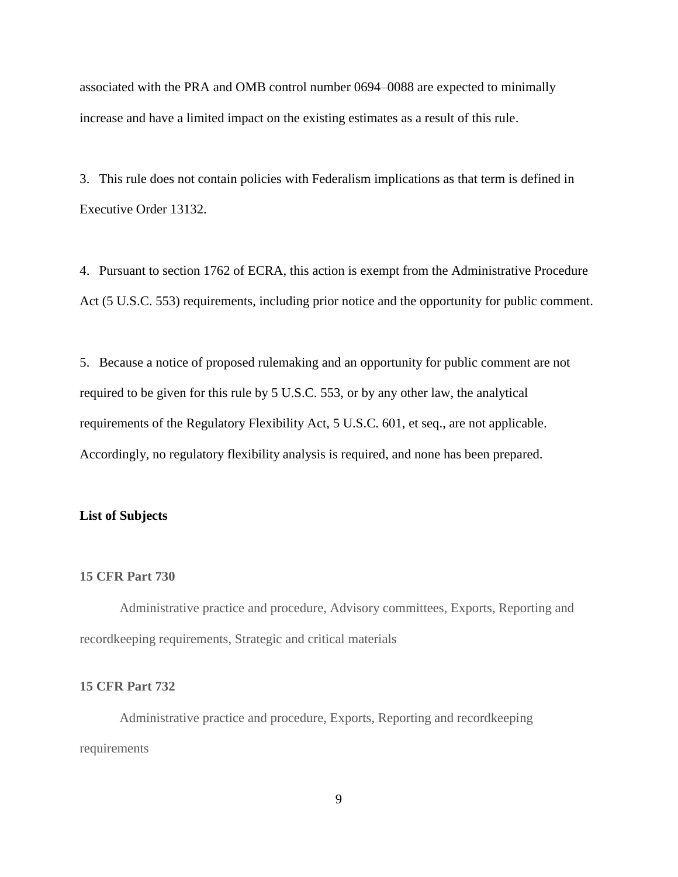associated with the PRA and OMB control number 0694–0088 are expected to minimally increase and have a limited impact on the existing estimates as a result of this rule.

3. This rule does not contain policies with Federalism implications as that term is defined in Executive Order 13132.

4. Pursuant to section 1762 of ECRA, this action is exempt from the Administrative Procedure Act (5 U.S.C. 553) requirements, including prior notice and the opportunity for public comment.

5. Because a notice of proposed rulemaking and an opportunity for public comment are not required to be given for this rule by 5 U.S.C. 553, or by any other law, the analytical requirements of the Regulatory Flexibility Act, 5 U.S.C. 601, et seq., are not applicable. Accordingly, no regulatory flexibility analysis is required, and none has been prepared.

**List of Subjects**

**15 CFR Part 730**

Administrative practice and procedure, Advisory committees, Exports, Reporting and recordkeeping requirements, Strategic and critical materials

**15 CFR Part 732**

Administrative practice and procedure, Exports, Reporting and recordkeeping requirements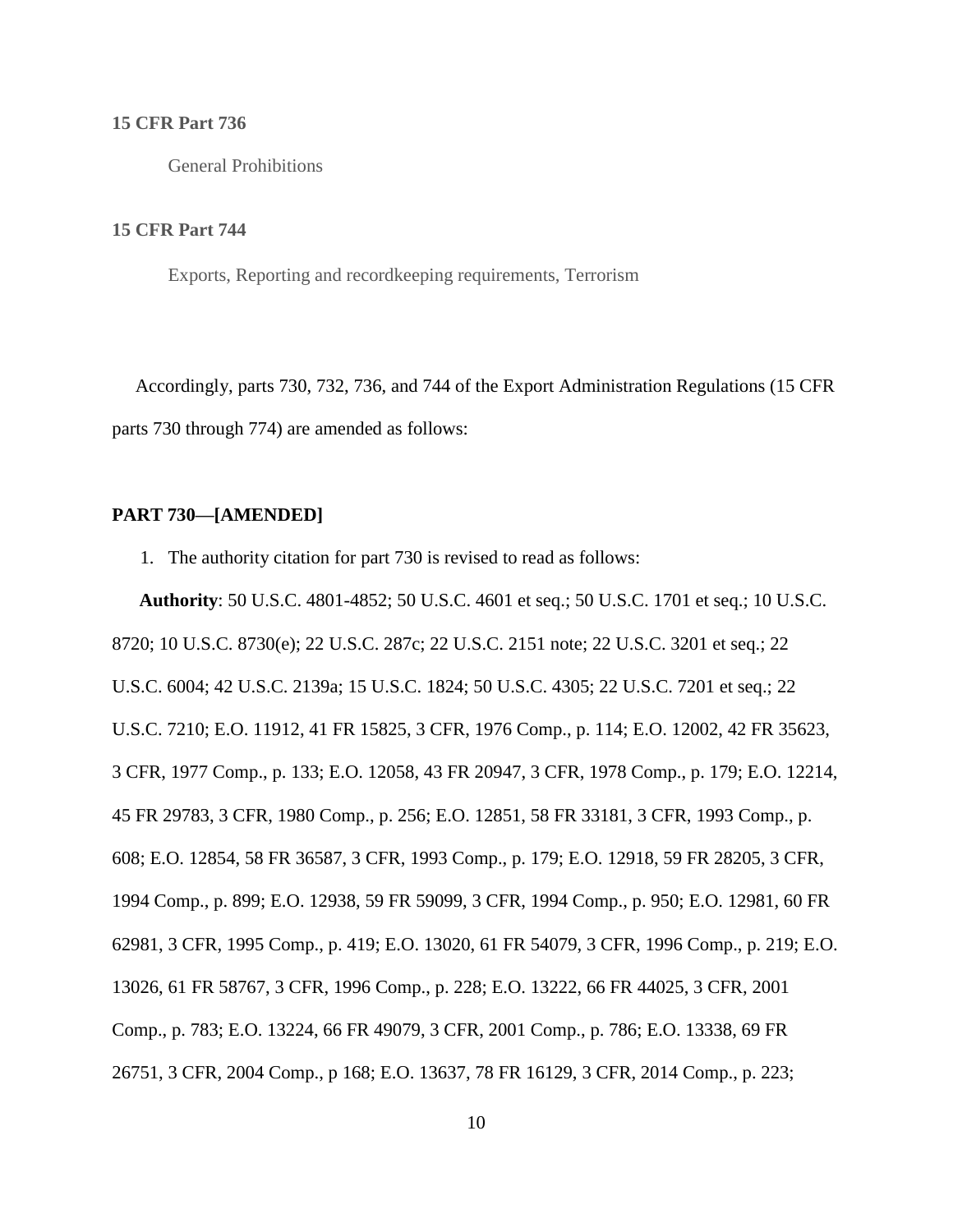**15 CFR Part 736**

General Prohibitions

**15 CFR Part 744**

Exports, Reporting and recordkeeping requirements, Terrorism

Accordingly, parts 730, 732, 736, and 744 of the Export Administration Regulations (15 CFR parts 730 through 774) are amended as follows:

**PART 730—[AMENDED]**

1. The authority citation for part 730 is revised to read as follows:

**Authority**: 50 U.S.C. 4801-4852; 50 U.S.C. 4601 et seq.; 50 U.S.C. 1701 et seq.; 10 U.S.C. 8720; 10 U.S.C. 8730(e); 22 U.S.C. 287c; 22 U.S.C. 2151 note; 22 U.S.C. 3201 et seq.; 22 U.S.C. 6004; 42 U.S.C. 2139a; 15 U.S.C. 1824; 50 U.S.C. 4305; 22 U.S.C. 7201 et seq.; 22 U.S.C. 7210; E.O. 11912, 41 FR 15825, 3 CFR, 1976 Comp., p. 114; E.O. 12002, 42 FR 35623, 3 CFR, 1977 Comp., p. 133; E.O. 12058, 43 FR 20947, 3 CFR, 1978 Comp., p. 179; E.O. 12214, 45 FR 29783, 3 CFR, 1980 Comp., p. 256; E.O. 12851, 58 FR 33181, 3 CFR, 1993 Comp., p. 608; E.O. 12854, 58 FR 36587, 3 CFR, 1993 Comp., p. 179; E.O. 12918, 59 FR 28205, 3 CFR, 1994 Comp., p. 899; E.O. 12938, 59 FR 59099, 3 CFR, 1994 Comp., p. 950; E.O. 12981, 60 FR 62981, 3 CFR, 1995 Comp., p. 419; E.O. 13020, 61 FR 54079, 3 CFR, 1996 Comp., p. 219; E.O. 13026, 61 FR 58767, 3 CFR, 1996 Comp., p. 228; E.O. 13222, 66 FR 44025, 3 CFR, 2001 Comp., p. 783; E.O. 13224, 66 FR 49079, 3 CFR, 2001 Comp., p. 786; E.O. 13338, 69 FR 26751, 3 CFR, 2004 Comp., p 168; E.O. 13637, 78 FR 16129, 3 CFR, 2014 Comp., p. 223;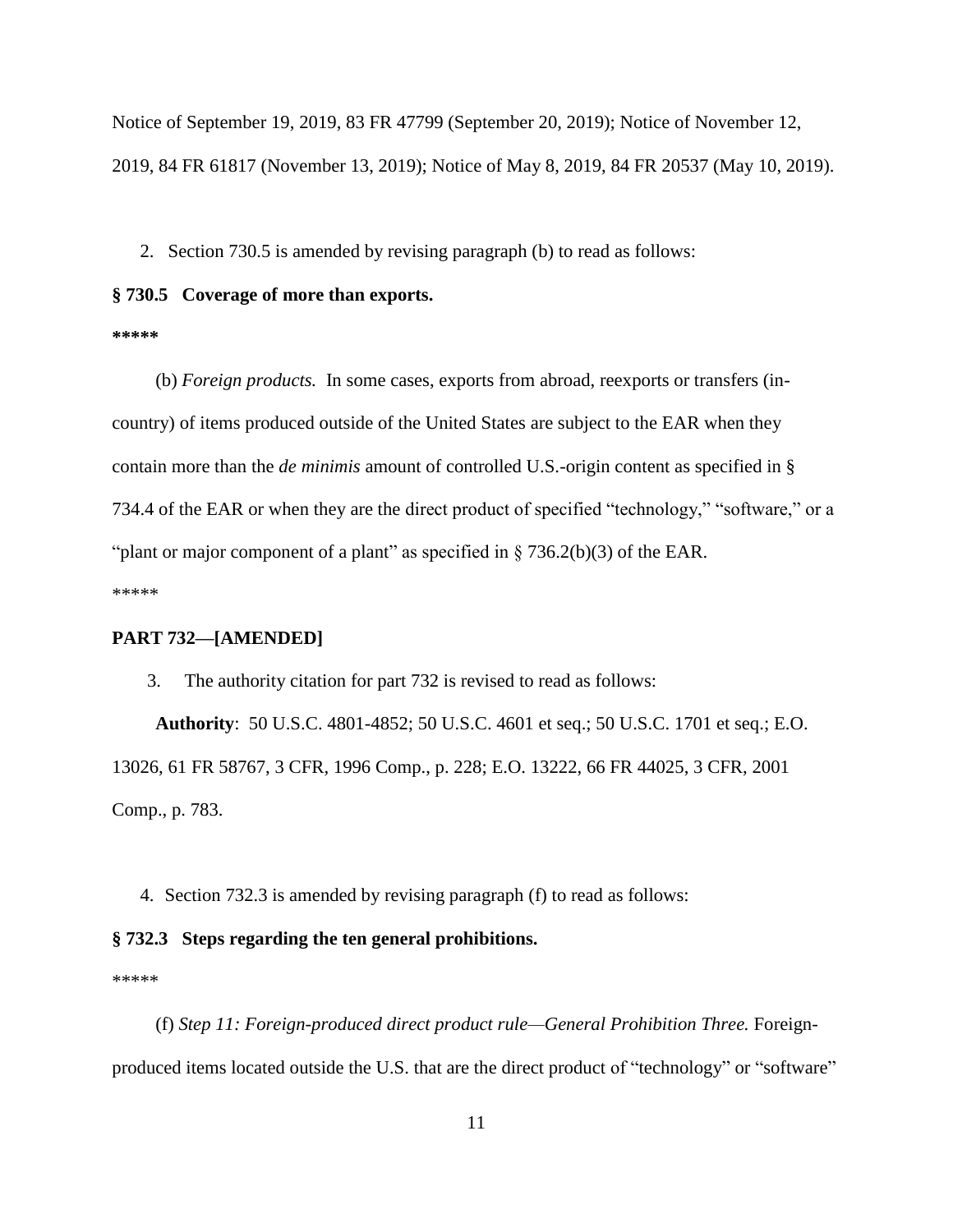Notice of September 19, 2019, 83 FR 47799 (September 20, 2019); Notice of November 12, 2019, 84 FR 61817 (November 13, 2019); Notice of May 8, 2019, 84 FR 20537 (May 10, 2019).

2. Section 730.5 is amended by revising paragraph (b) to read as follows:

**§ 730.5 Coverage of more than exports.**

**\*\*\*\*\***

(b) *Foreign products.* In some cases, exports from abroad, reexports or transfers (in-country) of items produced outside of the United States are subject to the EAR when they contain more than the *de minimis* amount of controlled U.S.-origin content as specified in § 734.4 of the EAR or when they are the direct product of specified "technology," "software," or a "plant or major component of a plant" as specified in § 736.2(b)(3) of the EAR.

\*\*\*\*\*

**PART 732—[AMENDED]**

3. The authority citation for part 732 is revised to read as follows:

**Authority**: 50 U.S.C. 4801-4852; 50 U.S.C. 4601 et seq.; 50 U.S.C. 1701 et seq.; E.O. 13026, 61 FR 58767, 3 CFR, 1996 Comp., p. 228; E.O. 13222, 66 FR 44025, 3 CFR, 2001 Comp., p. 783.

4. Section 732.3 is amended by revising paragraph (f) to read as follows:

**§ 732.3 Steps regarding the ten general prohibitions.**

\*\*\*\*\*

(f) *Step 11: Foreign-produced direct product rule—General Prohibition Three.* Foreign-produced items located outside the U.S. that are the direct product of "technology" or "software"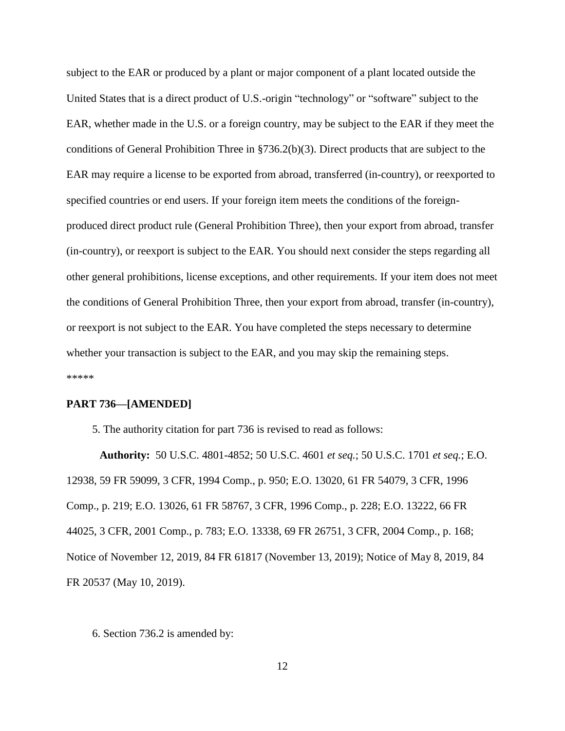subject to the EAR or produced by a plant or major component of a plant located outside the United States that is a direct product of U.S.-origin "technology" or "software" subject to the EAR, whether made in the U.S. or a foreign country, may be subject to the EAR if they meet the conditions of General Prohibition Three in §736.2(b)(3). Direct products that are subject to the EAR may require a license to be exported from abroad, transferred (in-country), or reexported to specified countries or end users. If your foreign item meets the conditions of the foreign-produced direct product rule (General Prohibition Three), then your export from abroad, transfer (in-country), or reexport is subject to the EAR. You should next consider the steps regarding all other general prohibitions, license exceptions, and other requirements. If your item does not meet the conditions of General Prohibition Three, then your export from abroad, transfer (in-country), or reexport is not subject to the EAR. You have completed the steps necessary to determine whether your transaction is subject to the EAR, and you may skip the remaining steps.

*****

**PART 736—[AMENDED]**

5. The authority citation for part 736 is revised to read as follows:

**Authority:** 50 U.S.C. 4801-4852; 50 U.S.C. 4601 *et seq.*; 50 U.S.C. 1701 *et seq.*; E.O. 12938, 59 FR 59099, 3 CFR, 1994 Comp., p. 950; E.O. 13020, 61 FR 54079, 3 CFR, 1996 Comp., p. 219; E.O. 13026, 61 FR 58767, 3 CFR, 1996 Comp., p. 228; E.O. 13222, 66 FR 44025, 3 CFR, 2001 Comp., p. 783; E.O. 13338, 69 FR 26751, 3 CFR, 2004 Comp., p. 168; Notice of November 12, 2019, 84 FR 61817 (November 13, 2019); Notice of May 8, 2019, 84 FR 20537 (May 10, 2019).

6. Section 736.2 is amended by: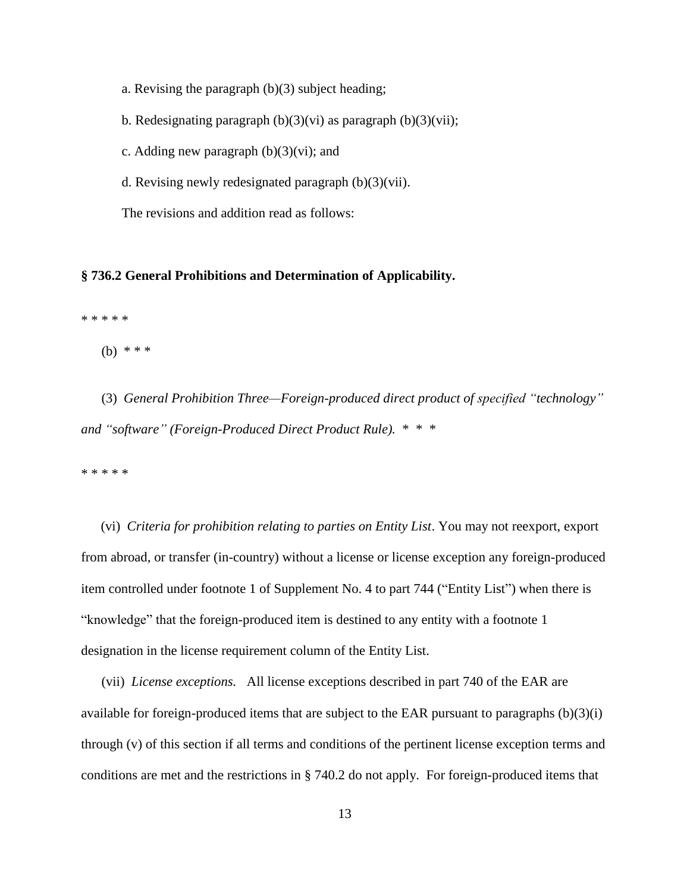a. Revising the paragraph (b)(3) subject heading;

b. Redesignating paragraph (b)(3)(vi) as paragraph (b)(3)(vii);

c. Adding new paragraph (b)(3)(vi); and

d. Revising newly redesignated paragraph (b)(3)(vii).

The revisions and addition read as follows:

**§ 736.2 General Prohibitions and Determination of Applicability.**

\* \* \* \* \*

(b) \* \* \*

(3) *General Prohibition Three—Foreign-produced direct product of specified "technology" and "software" (Foreign-Produced Direct Product Rule).* \* \* \*

\* \* \* \* \*

(vi) *Criteria for prohibition relating to parties on Entity List*. You may not reexport, export from abroad, or transfer (in-country) without a license or license exception any foreign-produced item controlled under footnote 1 of Supplement No. 4 to part 744 ("Entity List") when there is "knowledge" that the foreign-produced item is destined to any entity with a footnote 1 designation in the license requirement column of the Entity List.

(vii) *License exceptions.* All license exceptions described in part 740 of the EAR are available for foreign-produced items that are subject to the EAR pursuant to paragraphs (b)(3)(i) through (v) of this section if all terms and conditions of the pertinent license exception terms and conditions are met and the restrictions in § 740.2 do not apply. For foreign-produced items that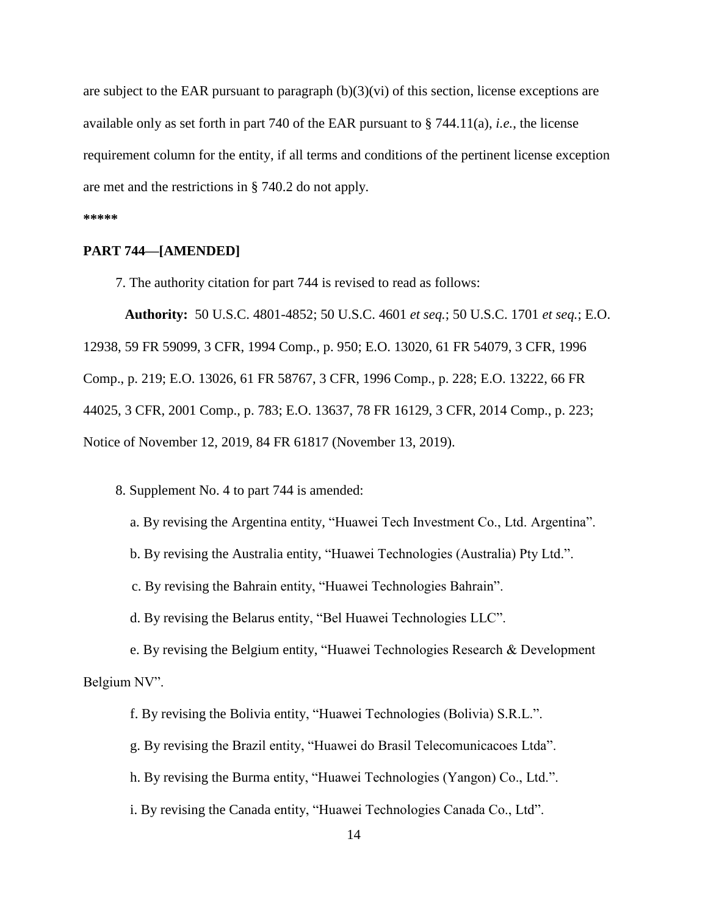are subject to the EAR pursuant to paragraph (b)(3)(vi) of this section, license exceptions are available only as set forth in part 740 of the EAR pursuant to § 744.11(a), *i.e.*, the license requirement column for the entity, if all terms and conditions of the pertinent license exception are met and the restrictions in § 740.2 do not apply.

*****

**PART 744—[AMENDED]**

7. The authority citation for part 744 is revised to read as follows:

**Authority:** 50 U.S.C. 4801-4852; 50 U.S.C. 4601 *et seq.*; 50 U.S.C. 1701 *et seq.*; E.O. 12938, 59 FR 59099, 3 CFR, 1994 Comp., p. 950; E.O. 13020, 61 FR 54079, 3 CFR, 1996 Comp., p. 219; E.O. 13026, 61 FR 58767, 3 CFR, 1996 Comp., p. 228; E.O. 13222, 66 FR 44025, 3 CFR, 2001 Comp., p. 783; E.O. 13637, 78 FR 16129, 3 CFR, 2014 Comp., p. 223; Notice of November 12, 2019, 84 FR 61817 (November 13, 2019).

8. Supplement No. 4 to part 744 is amended:

a. By revising the Argentina entity, "Huawei Tech Investment Co., Ltd. Argentina".

b. By revising the Australia entity, "Huawei Technologies (Australia) Pty Ltd.".

c. By revising the Bahrain entity, "Huawei Technologies Bahrain".

d. By revising the Belarus entity, "Bel Huawei Technologies LLC".

e. By revising the Belgium entity, "Huawei Technologies Research & Development Belgium NV".

f. By revising the Bolivia entity, "Huawei Technologies (Bolivia) S.R.L.".

g. By revising the Brazil entity, "Huawei do Brasil Telecomunicacoes Ltda".

h. By revising the Burma entity, "Huawei Technologies (Yangon) Co., Ltd.".

i. By revising the Canada entity, "Huawei Technologies Canada Co., Ltd".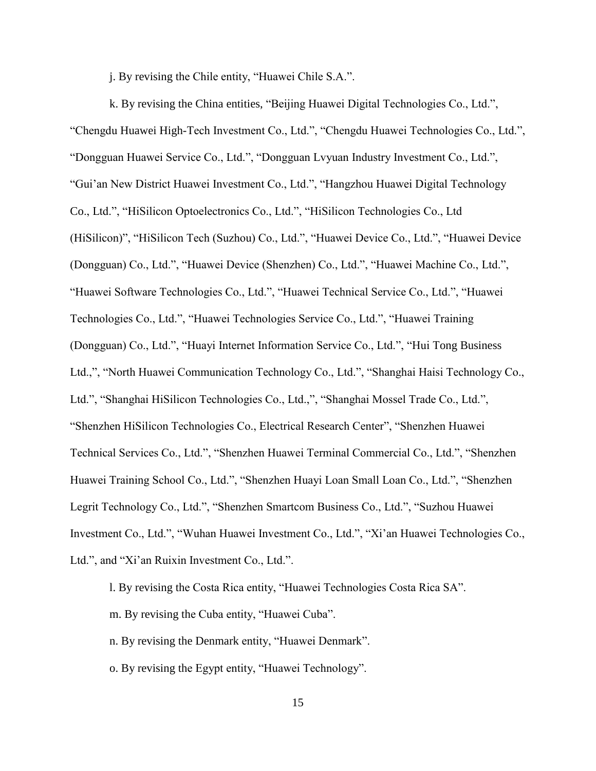j. By revising the Chile entity, “Huawei Chile S.A.”.

k. By revising the China entities, “Beijing Huawei Digital Technologies Co., Ltd.”, “Chengdu Huawei High-Tech Investment Co., Ltd.”, “Chengdu Huawei Technologies Co., Ltd.”, “Dongguan Huawei Service Co., Ltd.”, “Dongguan Lvyuan Industry Investment Co., Ltd.”, “Gui’an New District Huawei Investment Co., Ltd.”, “Hangzhou Huawei Digital Technology Co., Ltd.”, “HiSilicon Optoelectronics Co., Ltd.”, “HiSilicon Technologies Co., Ltd (HiSilicon)”, “HiSilicon Tech (Suzhou) Co., Ltd.”, “Huawei Device Co., Ltd.”, “Huawei Device (Dongguan) Co., Ltd.”, “Huawei Device (Shenzhen) Co., Ltd.”, “Huawei Machine Co., Ltd.”, “Huawei Software Technologies Co., Ltd.”, “Huawei Technical Service Co., Ltd.”, “Huawei Technologies Co., Ltd.”, “Huawei Technologies Service Co., Ltd.”, “Huawei Training (Dongguan) Co., Ltd.”, “Huayi Internet Information Service Co., Ltd.”, “Hui Tong Business Ltd.,”, “North Huawei Communication Technology Co., Ltd.”, “Shanghai Haisi Technology Co., Ltd.”, “Shanghai HiSilicon Technologies Co., Ltd.,”, “Shanghai Mossel Trade Co., Ltd.”, “Shenzhen HiSilicon Technologies Co., Electrical Research Center”, “Shenzhen Huawei Technical Services Co., Ltd.”, “Shenzhen Huawei Terminal Commercial Co., Ltd.”, “Shenzhen Huawei Training School Co., Ltd.”, “Shenzhen Huayi Loan Small Loan Co., Ltd.”, “Shenzhen Legrit Technology Co., Ltd.”, “Shenzhen Smartcom Business Co., Ltd.”, “Suzhou Huawei Investment Co., Ltd.”, “Wuhan Huawei Investment Co., Ltd.”, “Xi’an Huawei Technologies Co., Ltd.”, and “Xi’an Ruixin Investment Co., Ltd.”.

l. By revising the Costa Rica entity, “Huawei Technologies Costa Rica SA”.

m. By revising the Cuba entity, “Huawei Cuba”.

n. By revising the Denmark entity, “Huawei Denmark”.

o. By revising the Egypt entity, “Huawei Technology”.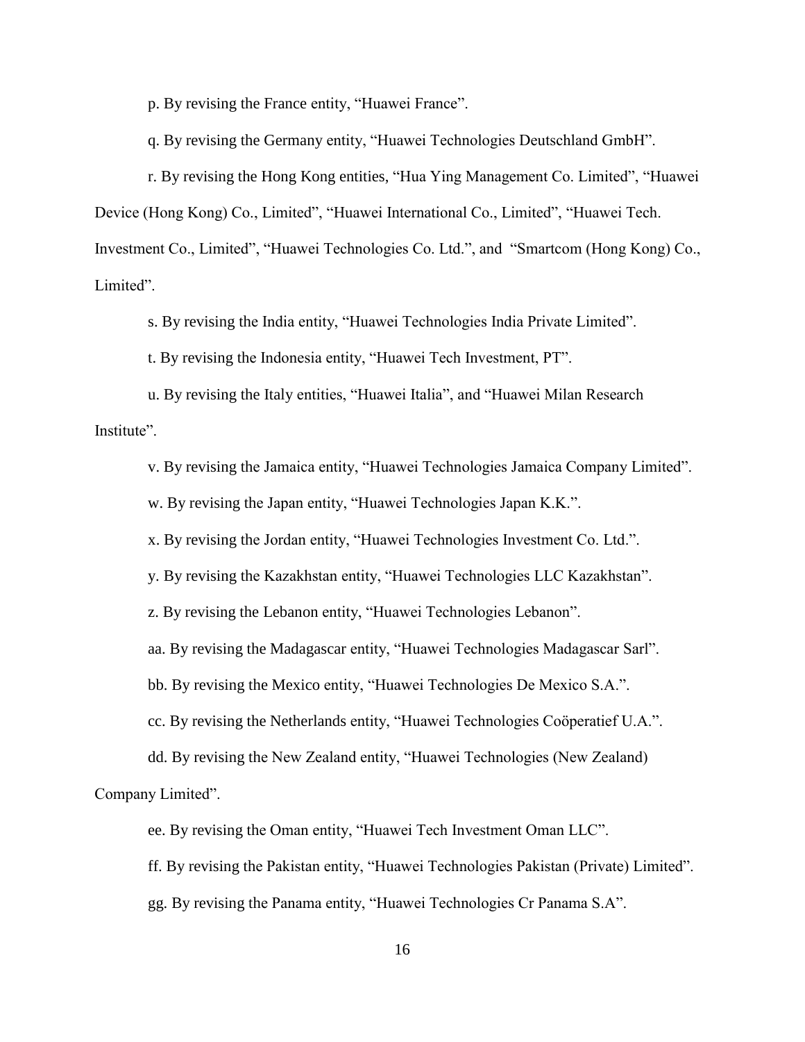p. By revising the France entity, “Huawei France”.

q. By revising the Germany entity, “Huawei Technologies Deutschland GmbH”.

r. By revising the Hong Kong entities, “Hua Ying Management Co. Limited”, “Huawei Device (Hong Kong) Co., Limited”, “Huawei International Co., Limited”, “Huawei Tech. Investment Co., Limited”, “Huawei Technologies Co. Ltd.”, and “Smartcom (Hong Kong) Co., Limited”.

s. By revising the India entity, “Huawei Technologies India Private Limited”.

t. By revising the Indonesia entity, “Huawei Tech Investment, PT”.

u. By revising the Italy entities, “Huawei Italia”, and “Huawei Milan Research Institute”.

v. By revising the Jamaica entity, “Huawei Technologies Jamaica Company Limited”.

w. By revising the Japan entity, “Huawei Technologies Japan K.K.”.

x. By revising the Jordan entity, “Huawei Technologies Investment Co. Ltd.”.

y. By revising the Kazakhstan entity, “Huawei Technologies LLC Kazakhstan”.

z. By revising the Lebanon entity, “Huawei Technologies Lebanon”.

aa. By revising the Madagascar entity, “Huawei Technologies Madagascar Sarl”.

bb. By revising the Mexico entity, “Huawei Technologies De Mexico S.A.”.

cc. By revising the Netherlands entity, “Huawei Technologies Coöperatief U.A.”.

dd. By revising the New Zealand entity, “Huawei Technologies (New Zealand) Company Limited”.

ee. By revising the Oman entity, “Huawei Tech Investment Oman LLC”.

ff. By revising the Pakistan entity, “Huawei Technologies Pakistan (Private) Limited”.

gg. By revising the Panama entity, “Huawei Technologies Cr Panama S.A”.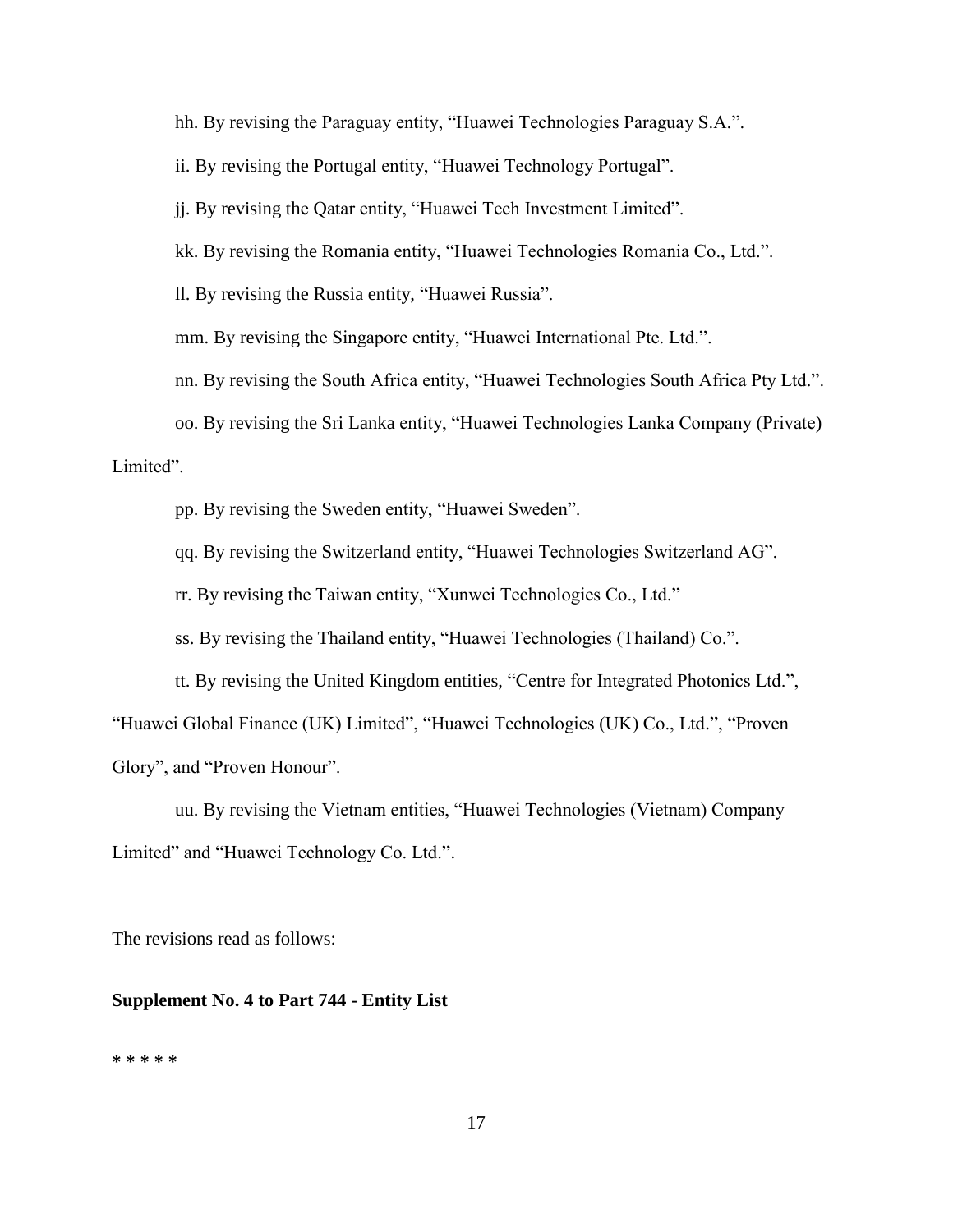hh. By revising the Paraguay entity, "Huawei Technologies Paraguay S.A.".

ii. By revising the Portugal entity, "Huawei Technology Portugal".

jj. By revising the Qatar entity, "Huawei Tech Investment Limited".

kk. By revising the Romania entity, "Huawei Technologies Romania Co., Ltd.".

ll. By revising the Russia entity, "Huawei Russia".

mm. By revising the Singapore entity, "Huawei International Pte. Ltd.".

nn. By revising the South Africa entity, "Huawei Technologies South Africa Pty Ltd.".

oo. By revising the Sri Lanka entity, "Huawei Technologies Lanka Company (Private) Limited".

pp. By revising the Sweden entity, "Huawei Sweden".

qq. By revising the Switzerland entity, "Huawei Technologies Switzerland AG".

rr. By revising the Taiwan entity, "Xunwei Technologies Co., Ltd."

ss. By revising the Thailand entity, "Huawei Technologies (Thailand) Co.".

tt. By revising the United Kingdom entities, "Centre for Integrated Photonics Ltd.", "Huawei Global Finance (UK) Limited", "Huawei Technologies (UK) Co., Ltd.", "Proven Glory", and "Proven Honour".

uu. By revising the Vietnam entities, "Huawei Technologies (Vietnam) Company Limited" and "Huawei Technology Co. Ltd.".

The revisions read as follows:

**Supplement No. 4 to Part 744 - Entity List**

**\* \* \* \* \***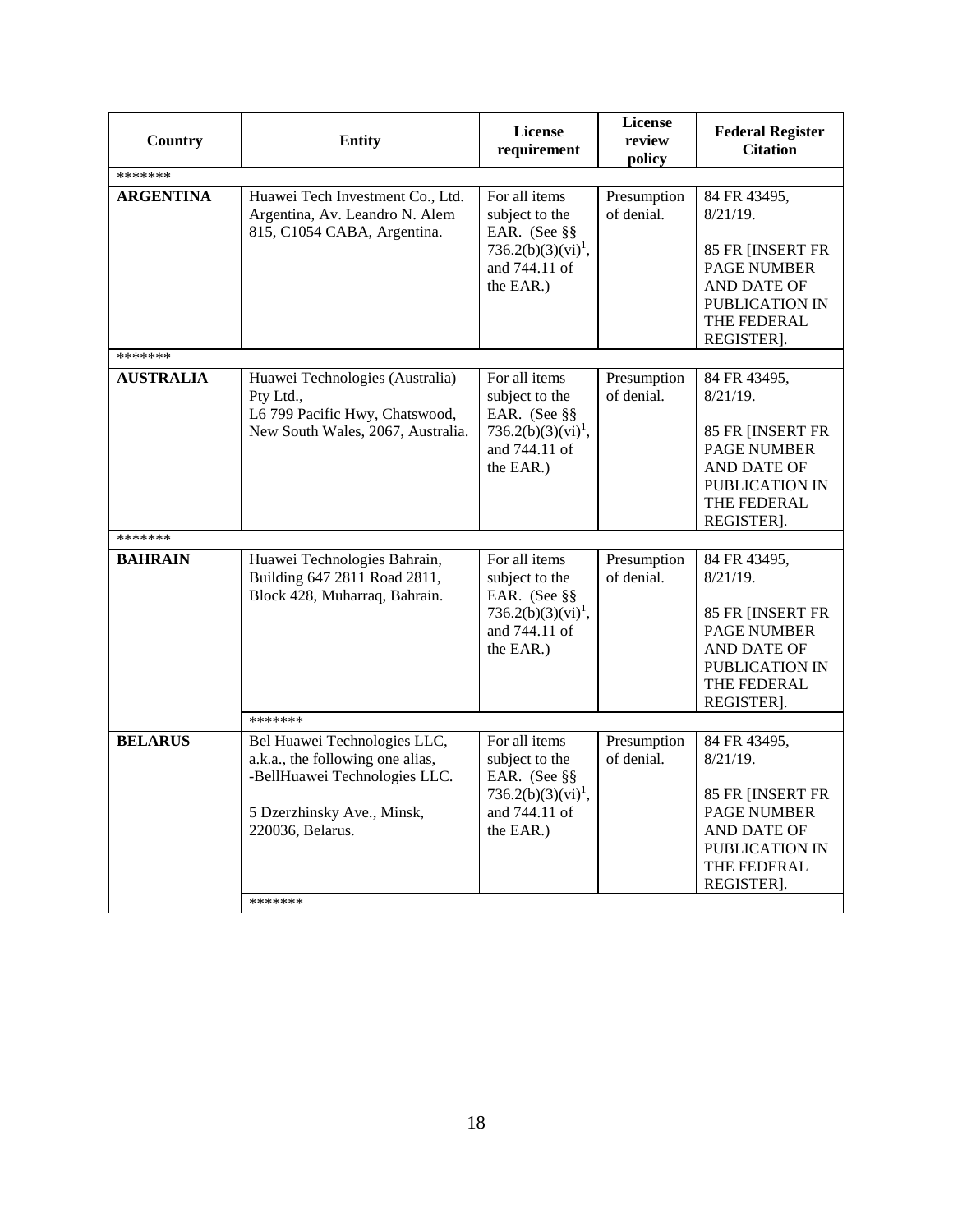| Country | Entity | License requirement | License review policy | Federal Register Citation |
|---|---|---|---|---|
| ******* | | | | |
| **ARGENTINA** | Huawei Tech Investment Co., Ltd. Argentina, Av. Leandro N. Alem 815, C1054 CABA, Argentina. | For all items subject to the EAR. (See §§ 736.2(b)(3)(vi)[1], and 744.11 of the EAR.) | Presumption of denial. | 84 FR 43495, 8/21/19. 85 FR [INSERT FR PAGE NUMBER AND DATE OF PUBLICATION IN THE FEDERAL REGISTER]. |
| ******* | | | | |
| **AUSTRALIA** | Huawei Technologies (Australia) Pty Ltd., L6 799 Pacific Hwy, Chatswood, New South Wales, 2067, Australia. | For all items subject to the EAR. (See §§ 736.2(b)(3)(vi)[1], and 744.11 of the EAR.) | Presumption of denial. | 84 FR 43495, 8/21/19. 85 FR [INSERT FR PAGE NUMBER AND DATE OF PUBLICATION IN THE FEDERAL REGISTER]. |
| ******* | | | | |
| **BAHRAIN** | Huawei Technologies Bahrain, Building 647 2811 Road 2811, Block 428, Muharraq, Bahrain. | For all items subject to the EAR. (See §§ 736.2(b)(3)(vi)[1], and 744.11 of the EAR.) | Presumption of denial. | 84 FR 43495, 8/21/19. 85 FR [INSERT FR PAGE NUMBER AND DATE OF PUBLICATION IN THE FEDERAL REGISTER]. |
| | ******* | | | |
| **BELARUS** | Bel Huawei Technologies LLC, a.k.a., the following one alias, -BellHuawei Technologies LLC. 5 Dzerzhinsky Ave., Minsk, 220036, Belarus. | For all items subject to the EAR. (See §§ 736.2(b)(3)(vi)[1], and 744.11 of the EAR.) | Presumption of denial. | 84 FR 43495, 8/21/19. 85 FR [INSERT FR PAGE NUMBER AND DATE OF PUBLICATION IN THE FEDERAL REGISTER]. |
| | ******* | | | |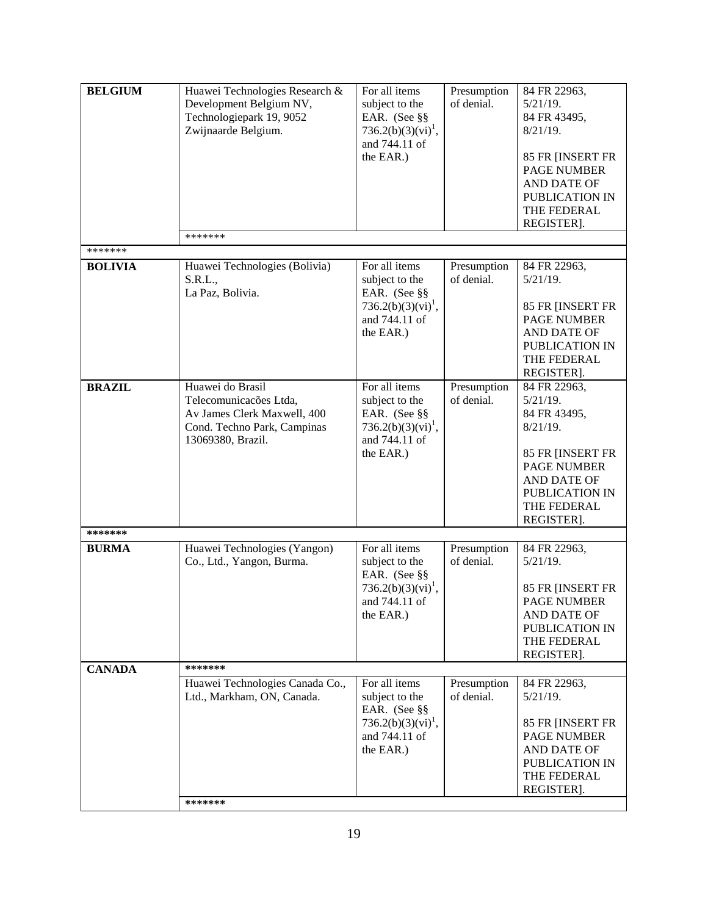| | | | | |
|---|---|---|---|---|
| **BELGIUM** | Huawei Technologies Research & Development Belgium NV, Technologiepark 19, 9052 Zwijnaarde Belgium. | For all items subject to the EAR. (See §§ 736.2(b)(3)(vi)[1], and 744.11 of the EAR.) | Presumption of denial. | 84 FR 22963, 5/21/19. 84 FR 43495, 8/21/19. 85 FR [INSERT FR PAGE NUMBER AND DATE OF PUBLICATION IN THE FEDERAL REGISTER]. |
| | ******* | | | |
| ******* | | | | |
| **BOLIVIA** | Huawei Technologies (Bolivia) S.R.L., La Paz, Bolivia. | For all items subject to the EAR. (See §§ 736.2(b)(3)(vi)[1], and 744.11 of the EAR.) | Presumption of denial. | 84 FR 22963, 5/21/19. 85 FR [INSERT FR PAGE NUMBER AND DATE OF PUBLICATION IN THE FEDERAL REGISTER]. |
| **BRAZIL** | Huawei do Brasil Telecomunicacões Ltda, Av James Clerk Maxwell, 400 Cond. Techno Park, Campinas 13069380, Brazil. | For all items subject to the EAR. (See §§ 736.2(b)(3)(vi)[1], and 744.11 of the EAR.) | Presumption of denial. | 84 FR 22963, 5/21/19. 84 FR 43495, 8/21/19. 85 FR [INSERT FR PAGE NUMBER AND DATE OF PUBLICATION IN THE FEDERAL REGISTER]. |
| ******* | | | | |
| **BURMA** | Huawei Technologies (Yangon) Co., Ltd., Yangon, Burma. | For all items subject to the EAR. (See §§ 736.2(b)(3)(vi)[1], and 744.11 of the EAR.) | Presumption of denial. | 84 FR 22963, 5/21/19. 85 FR [INSERT FR PAGE NUMBER AND DATE OF PUBLICATION IN THE FEDERAL REGISTER]. |
| **CANADA** | ******* | | | |
| | Huawei Technologies Canada Co., Ltd., Markham, ON, Canada. | For all items subject to the EAR. (See §§ 736.2(b)(3)(vi)[1], and 744.11 of the EAR.) | Presumption of denial. | 84 FR 22963, 5/21/19. 85 FR [INSERT FR PAGE NUMBER AND DATE OF PUBLICATION IN THE FEDERAL REGISTER]. |
| | ******* | | | |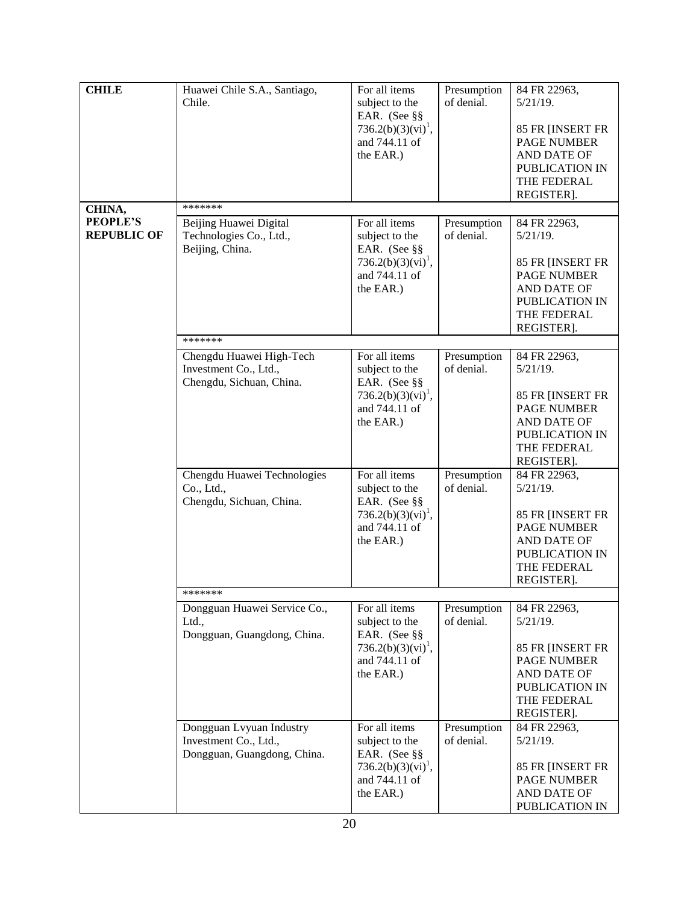| | | | | |
|---|---|---|---|---|
| **CHILE** | Huawei Chile S.A., Santiago, Chile. | For all items subject to the EAR. (See §§ 736.2(b)(3)(vi)[1], and 744.11 of the EAR.) | Presumption of denial. | 84 FR 22963, 5/21/19.<br><br>85 FR [INSERT FR PAGE NUMBER AND DATE OF PUBLICATION IN THE FEDERAL REGISTER]. |
| **CHINA, PEOPLE'S REPUBLIC OF** | ******* | | | |
| | Beijing Huawei Digital Technologies Co., Ltd., Beijing, China. | For all items subject to the EAR. (See §§ 736.2(b)(3)(vi)[1], and 744.11 of the EAR.) | Presumption of denial. | 84 FR 22963, 5/21/19.<br><br>85 FR [INSERT FR PAGE NUMBER AND DATE OF PUBLICATION IN THE FEDERAL REGISTER]. |
| | ******* | | | |
| | Chengdu Huawei High-Tech Investment Co., Ltd., Chengdu, Sichuan, China. | For all items subject to the EAR. (See §§ 736.2(b)(3)(vi)[1], and 744.11 of the EAR.) | Presumption of denial. | 84 FR 22963, 5/21/19.<br><br>85 FR [INSERT FR PAGE NUMBER AND DATE OF PUBLICATION IN THE FEDERAL REGISTER]. |
| | Chengdu Huawei Technologies Co., Ltd., Chengdu, Sichuan, China. | For all items subject to the EAR. (See §§ 736.2(b)(3)(vi)[1], and 744.11 of the EAR.) | Presumption of denial. | 84 FR 22963, 5/21/19.<br><br>85 FR [INSERT FR PAGE NUMBER AND DATE OF PUBLICATION IN THE FEDERAL REGISTER]. |
| | ******* | | | |
| | Dongguan Huawei Service Co., Ltd., Dongguan, Guangdong, China. | For all items subject to the EAR. (See §§ 736.2(b)(3)(vi)[1], and 744.11 of the EAR.) | Presumption of denial. | 84 FR 22963, 5/21/19.<br><br>85 FR [INSERT FR PAGE NUMBER AND DATE OF PUBLICATION IN THE FEDERAL REGISTER]. |
| | Dongguan Lvyuan Industry Investment Co., Ltd., Dongguan, Guangdong, China. | For all items subject to the EAR. (See §§ 736.2(b)(3)(vi)[1], and 744.11 of the EAR.) | Presumption of denial. | 84 FR 22963, 5/21/19.<br><br>85 FR [INSERT FR PAGE NUMBER AND DATE OF PUBLICATION IN |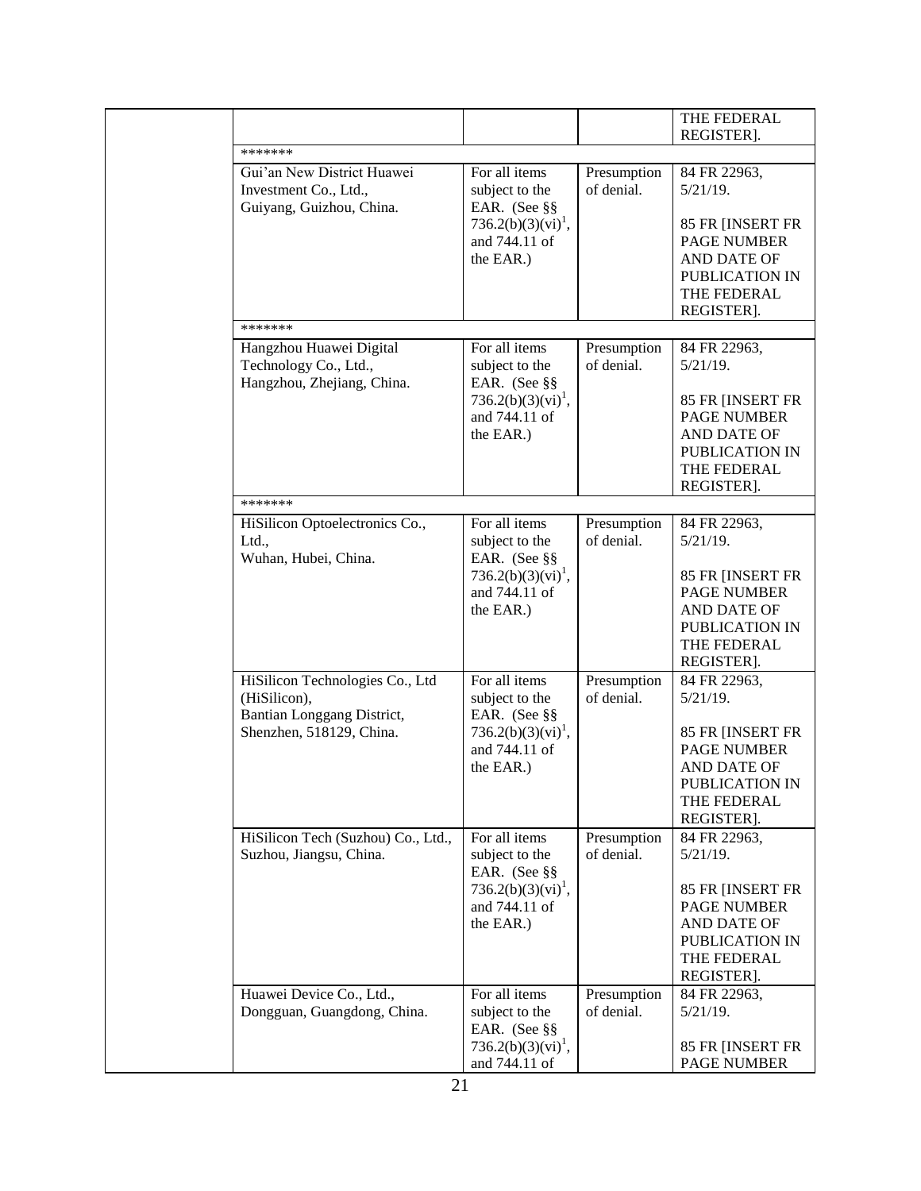| | | | |
|---|---|---|---|
| | | | THE FEDERAL REGISTER]. |
| ******* | | | |
| Gui'an New District Huawei Investment Co., Ltd., Guiyang, Guizhou, China. | For all items subject to the EAR. (See §§ 736.2(b)(3)(vi)[1], and 744.11 of the EAR.) | Presumption of denial. | 84 FR 22963, 5/21/19. 85 FR [INSERT FR PAGE NUMBER AND DATE OF PUBLICATION IN THE FEDERAL REGISTER]. |
| ******* | | | |
| Hangzhou Huawei Digital Technology Co., Ltd., Hangzhou, Zhejiang, China. | For all items subject to the EAR. (See §§ 736.2(b)(3)(vi)[1], and 744.11 of the EAR.) | Presumption of denial. | 84 FR 22963, 5/21/19. 85 FR [INSERT FR PAGE NUMBER AND DATE OF PUBLICATION IN THE FEDERAL REGISTER]. |
| ******* | | | |
| HiSilicon Optoelectronics Co., Ltd., Wuhan, Hubei, China. | For all items subject to the EAR. (See §§ 736.2(b)(3)(vi)[1], and 744.11 of the EAR.) | Presumption of denial. | 84 FR 22963, 5/21/19. 85 FR [INSERT FR PAGE NUMBER AND DATE OF PUBLICATION IN THE FEDERAL REGISTER]. |
| HiSilicon Technologies Co., Ltd (HiSilicon), Bantian Longgang District, Shenzhen, 518129, China. | For all items subject to the EAR. (See §§ 736.2(b)(3)(vi)[1], and 744.11 of the EAR.) | Presumption of denial. | 84 FR 22963, 5/21/19. 85 FR [INSERT FR PAGE NUMBER AND DATE OF PUBLICATION IN THE FEDERAL REGISTER]. |
| HiSilicon Tech (Suzhou) Co., Ltd., Suzhou, Jiangsu, China. | For all items subject to the EAR. (See §§ 736.2(b)(3)(vi)[1], and 744.11 of the EAR.) | Presumption of denial. | 84 FR 22963, 5/21/19. 85 FR [INSERT FR PAGE NUMBER AND DATE OF PUBLICATION IN THE FEDERAL REGISTER]. |
| Huawei Device Co., Ltd., Dongguan, Guangdong, China. | For all items subject to the EAR. (See §§ 736.2(b)(3)(vi)[1], and 744.11 of | Presumption of denial. | 84 FR 22963, 5/21/19. 85 FR [INSERT FR PAGE NUMBER |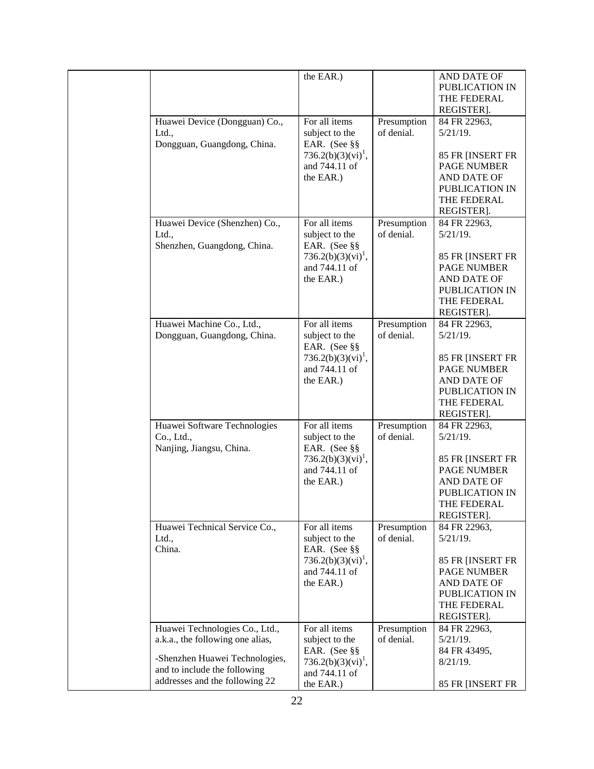| | | | | |
|---|---|---|---|---|
| | | the EAR.) | | AND DATE OF PUBLICATION IN THE FEDERAL REGISTER]. |
| | Huawei Device (Dongguan) Co., Ltd.,<br>Dongguan, Guangdong, China. | For all items subject to the EAR. (See §§ 736.2(b)(3)(vi)[1], and 744.11 of the EAR.) | Presumption of denial. | 84 FR 22963, 5/21/19.<br><br>85 FR [INSERT FR PAGE NUMBER AND DATE OF PUBLICATION IN THE FEDERAL REGISTER]. |
| | Huawei Device (Shenzhen) Co., Ltd.,<br>Shenzhen, Guangdong, China. | For all items subject to the EAR. (See §§ 736.2(b)(3)(vi)[1], and 744.11 of the EAR.) | Presumption of denial. | 84 FR 22963, 5/21/19.<br><br>85 FR [INSERT FR PAGE NUMBER AND DATE OF PUBLICATION IN THE FEDERAL REGISTER]. |
| | Huawei Machine Co., Ltd.,<br>Dongguan, Guangdong, China. | For all items subject to the EAR. (See §§ 736.2(b)(3)(vi)[1], and 744.11 of the EAR.) | Presumption of denial. | 84 FR 22963, 5/21/19.<br><br>85 FR [INSERT FR PAGE NUMBER AND DATE OF PUBLICATION IN THE FEDERAL REGISTER]. |
| | Huawei Software Technologies Co., Ltd.,<br>Nanjing, Jiangsu, China. | For all items subject to the EAR. (See §§ 736.2(b)(3)(vi)[1], and 744.11 of the EAR.) | Presumption of denial. | 84 FR 22963, 5/21/19.<br><br>85 FR [INSERT FR PAGE NUMBER AND DATE OF PUBLICATION IN THE FEDERAL REGISTER]. |
| | Huawei Technical Service Co., Ltd.,<br>China. | For all items subject to the EAR. (See §§ 736.2(b)(3)(vi)[1], and 744.11 of the EAR.) | Presumption of denial. | 84 FR 22963, 5/21/19.<br><br>85 FR [INSERT FR PAGE NUMBER AND DATE OF PUBLICATION IN THE FEDERAL REGISTER]. |
| | Huawei Technologies Co., Ltd., a.k.a., the following one alias,<br><br>-Shenzhen Huawei Technologies, and to include the following addresses and the following 22 | For all items subject to the EAR. (See §§ 736.2(b)(3)(vi)[1], and 744.11 of the EAR.) | Presumption of denial. | 84 FR 22963, 5/21/19.<br>84 FR 43495, 8/21/19.<br><br>85 FR [INSERT FR |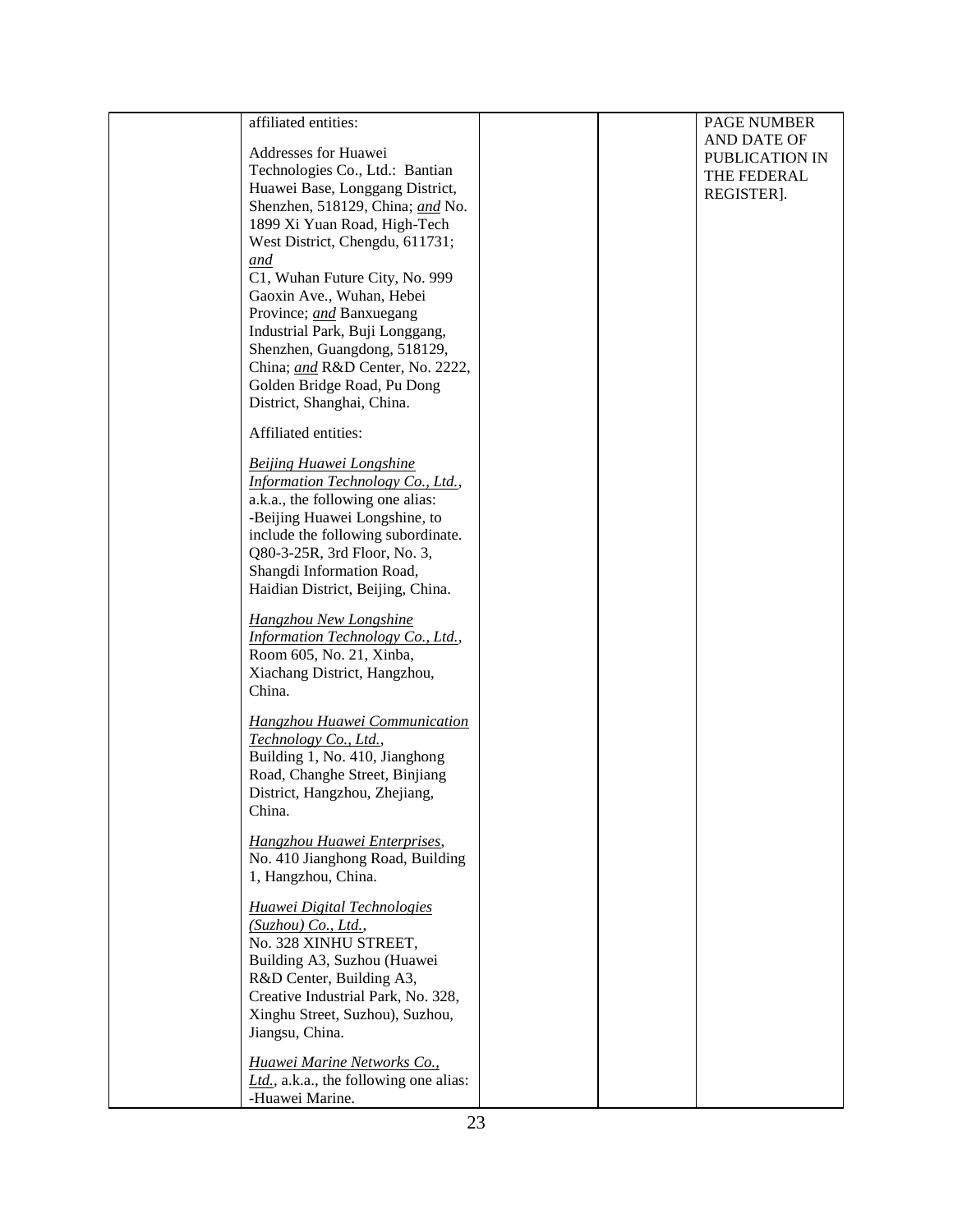|  | affiliated entities:<br><br>Addresses for Huawei Technologies Co., Ltd.: Bantian Huawei Base, Longgang District, Shenzhen, 518129, China; *and* No. 1899 Xi Yuan Road, High-Tech West District, Chengdu, 611731; *and*<br>C1, Wuhan Future City, No. 999 Gaoxin Ave., Wuhan, Hebei Province; *and* Banxuegang Industrial Park, Buji Longgang, Shenzhen, Guangdong, 518129, China; *and* R&D Center, No. 2222, Golden Bridge Road, Pu Dong District, Shanghai, China.<br><br>Affiliated entities:<br><br>*Beijing Huawei Longshine Information Technology Co., Ltd.*, a.k.a., the following one alias:<br>-Beijing Huawei Longshine, to include the following subordinate. Q80-3-25R, 3rd Floor, No. 3, Shangdi Information Road, Haidian District, Beijing, China.<br><br>*Hangzhou New Longshine Information Technology Co., Ltd.*, Room 605, No. 21, Xinba, Xiachang District, Hangzhou, China.<br><br>*Hangzhou Huawei Communication Technology Co., Ltd.*,<br>Building 1, No. 410, Jianghong Road, Changhe Street, Binjiang District, Hangzhou, Zhejiang, China.<br><br>*Hangzhou Huawei Enterprises*, No. 410 Jianghong Road, Building 1, Hangzhou, China.<br><br>*Huawei Digital Technologies (Suzhou) Co., Ltd.*,<br>No. 328 XINHU STREET, Building A3, Suzhou (Huawei R&D Center, Building A3, Creative Industrial Park, No. 328, Xinghu Street, Suzhou), Suzhou, Jiangsu, China.<br><br>*Huawei Marine Networks Co., Ltd.*, a.k.a., the following one alias:<br>-Huawei Marine. |  |  | PAGE NUMBER AND DATE OF PUBLICATION IN THE FEDERAL REGISTER]. |
|---|---|---|---|---|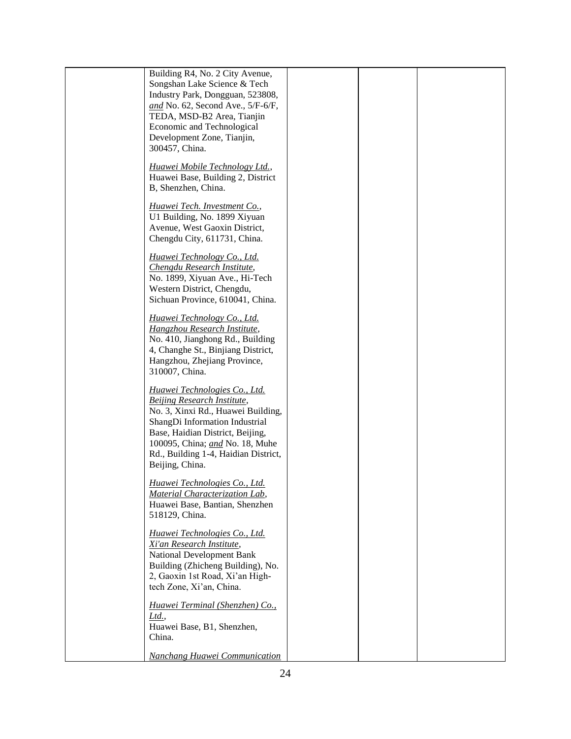| | | | | |
|---|---|---|---|---|
| | Building R4, No. 2 City Avenue, Songshan Lake Science & Tech Industry Park, Dongguan, 523808, *and* No. 62, Second Ave., 5/F-6/F, TEDA, MSD-B2 Area, Tianjin Economic and Technological Development Zone, Tianjin, 300457, China.<br><br>*Huawei Mobile Technology Ltd.*, Huawei Base, Building 2, District B, Shenzhen, China.<br><br>*Huawei Tech. Investment Co.*, U1 Building, No. 1899 Xiyuan Avenue, West Gaoxin District, Chengdu City, 611731, China.<br><br>*Huawei Technology Co., Ltd. Chengdu Research Institute*, No. 1899, Xiyuan Ave., Hi-Tech Western District, Chengdu, Sichuan Province, 610041, China.<br><br>*Huawei Technology Co., Ltd. Hangzhou Research Institute*, No. 410, Jianghong Rd., Building 4, Changhe St., Binjiang District, Hangzhou, Zhejiang Province, 310007, China.<br><br>*Huawei Technologies Co., Ltd. Beijing Research Institute*, No. 3, Xinxi Rd., Huawei Building, ShangDi Information Industrial Base, Haidian District, Beijing, 100095, China; *and* No. 18, Muhe Rd., Building 1-4, Haidian District, Beijing, China.<br><br>*Huawei Technologies Co., Ltd. Material Characterization Lab*, Huawei Base, Bantian, Shenzhen 518129, China.<br><br>*Huawei Technologies Co., Ltd. Xi'an Research Institute*, National Development Bank Building (Zhicheng Building), No. 2, Gaoxin 1st Road, Xi'an High-tech Zone, Xi'an, China.<br><br>*Huawei Terminal (Shenzhen) Co., Ltd.*, Huawei Base, B1, Shenzhen, China.<br><br>*Nanchang Huawei Communication* | | | |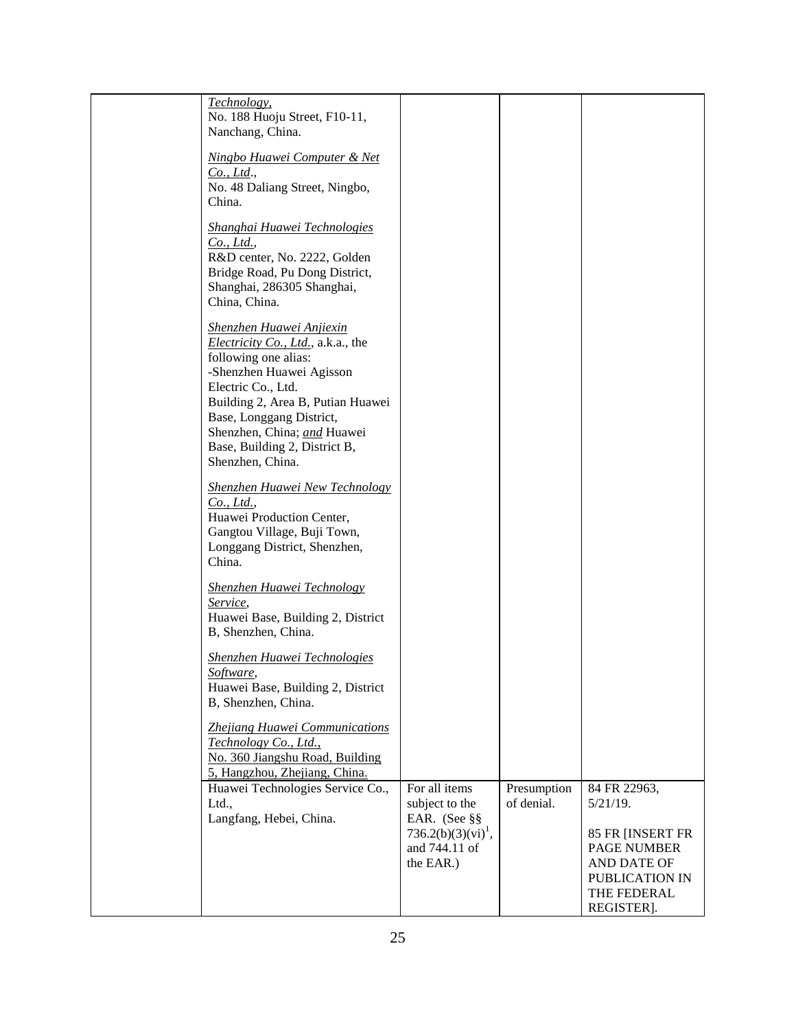| | | | | |
|---|---|---|---|---|
| | *Technology*, No. 188 Huoju Street, F10-11, Nanchang, China.<br><br>*Ningbo Huawei Computer & Net Co., Ltd.*, No. 48 Daliang Street, Ningbo, China.<br><br>*Shanghai Huawei Technologies Co., Ltd.*, R&D center, No. 2222, Golden Bridge Road, Pu Dong District, Shanghai, 286305 Shanghai, China, China.<br><br>*Shenzhen Huawei Anjiexin Electricity Co., Ltd.*, a.k.a., the following one alias:<br>-Shenzhen Huawei Agisson Electric Co., Ltd.<br>Building 2, Area B, Putian Huawei Base, Longgang District, Shenzhen, China; *and* Huawei Base, Building 2, District B, Shenzhen, China.<br><br>*Shenzhen Huawei New Technology Co., Ltd.*, Huawei Production Center, Gangtou Village, Buji Town, Longgang District, Shenzhen, China.<br><br>*Shenzhen Huawei Technology Service*, Huawei Base, Building 2, District B, Shenzhen, China.<br><br>*Shenzhen Huawei Technologies Software*, Huawei Base, Building 2, District B, Shenzhen, China.<br><br>*Zhejiang Huawei Communications Technology Co., Ltd.*, No. 360 Jiangshu Road, Building 5, Hangzhou, Zhejiang, China. | | | |
| | Huawei Technologies Service Co., Ltd., Langfang, Hebei, China. | For all items subject to the EAR. (See §§ 736.2(b)(3)(vi)[1], and 744.11 of the EAR.) | Presumption of denial. | 84 FR 22963, 5/21/19.<br><br>85 FR [INSERT FR PAGE NUMBER AND DATE OF PUBLICATION IN THE FEDERAL REGISTER]. |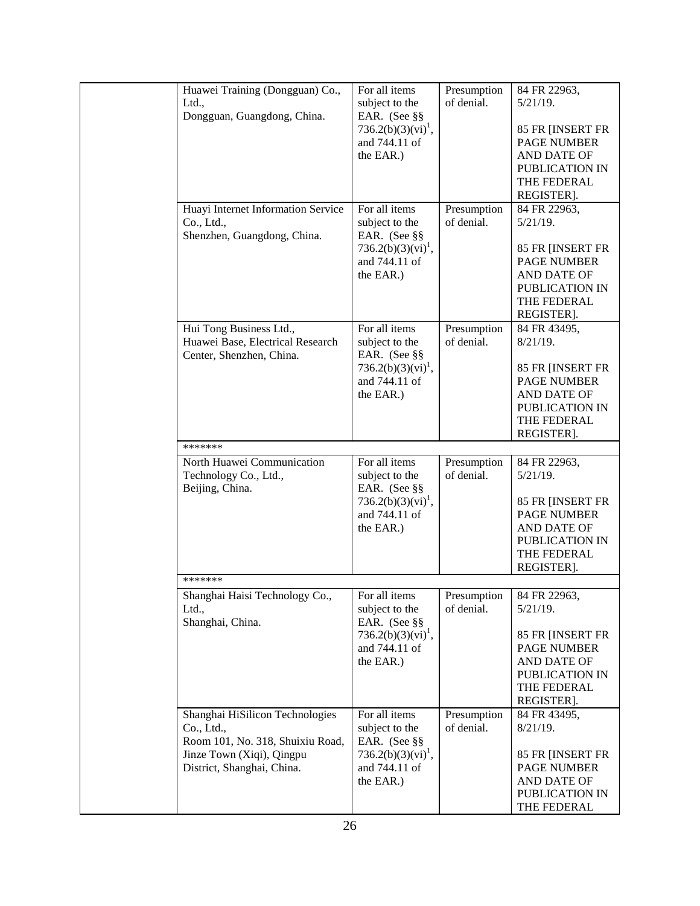| | | | | |
|---|---|---|---|---|
| | Huawei Training (Dongguan) Co., Ltd., Dongguan, Guangdong, China. | For all items subject to the EAR. (See §§ 736.2(b)(3)(vi)[1], and 744.11 of the EAR.) | Presumption of denial. | 84 FR 22963, 5/21/19. 85 FR [INSERT FR PAGE NUMBER AND DATE OF PUBLICATION IN THE FEDERAL REGISTER]. |
| | Huayi Internet Information Service Co., Ltd., Shenzhen, Guangdong, China. | For all items subject to the EAR. (See §§ 736.2(b)(3)(vi)[1], and 744.11 of the EAR.) | Presumption of denial. | 84 FR 22963, 5/21/19. 85 FR [INSERT FR PAGE NUMBER AND DATE OF PUBLICATION IN THE FEDERAL REGISTER]. |
| | Hui Tong Business Ltd., Huawei Base, Electrical Research Center, Shenzhen, China. | For all items subject to the EAR. (See §§ 736.2(b)(3)(vi)[1], and 744.11 of the EAR.) | Presumption of denial. | 84 FR 43495, 8/21/19. 85 FR [INSERT FR PAGE NUMBER AND DATE OF PUBLICATION IN THE FEDERAL REGISTER]. |
| | ******* | | | |
| | North Huawei Communication Technology Co., Ltd., Beijing, China. | For all items subject to the EAR. (See §§ 736.2(b)(3)(vi)[1], and 744.11 of the EAR.) | Presumption of denial. | 84 FR 22963, 5/21/19. 85 FR [INSERT FR PAGE NUMBER AND DATE OF PUBLICATION IN THE FEDERAL REGISTER]. |
| | ******* | | | |
| | Shanghai Haisi Technology Co., Ltd., Shanghai, China. | For all items subject to the EAR. (See §§ 736.2(b)(3)(vi)[1], and 744.11 of the EAR.) | Presumption of denial. | 84 FR 22963, 5/21/19. 85 FR [INSERT FR PAGE NUMBER AND DATE OF PUBLICATION IN THE FEDERAL REGISTER]. |
| | Shanghai HiSilicon Technologies Co., Ltd., Room 101, No. 318, Shuixiu Road, Jinze Town (Xiqi), Qingpu District, Shanghai, China. | For all items subject to the EAR. (See §§ 736.2(b)(3)(vi)[1], and 744.11 of the EAR.) | Presumption of denial. | 84 FR 43495, 8/21/19. 85 FR [INSERT FR PAGE NUMBER AND DATE OF PUBLICATION IN THE FEDERAL |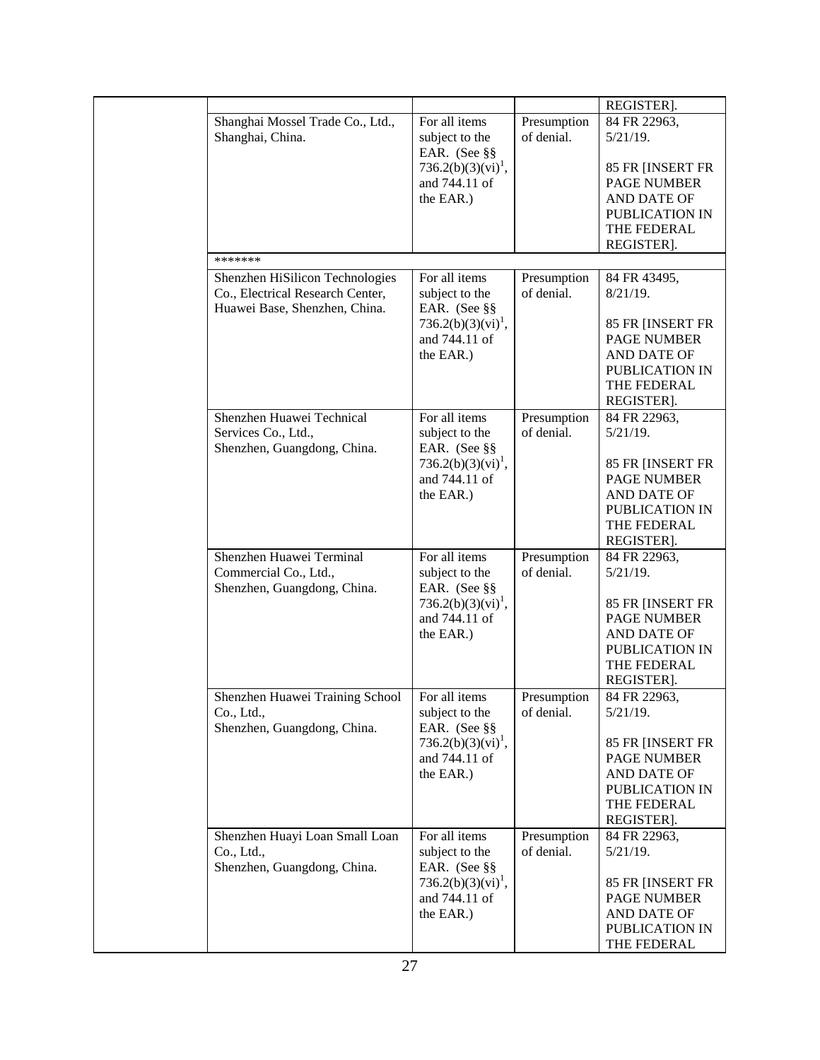| | | | |
|---|---|---|---|
| | | | REGISTER]. |
| Shanghai Mossel Trade Co., Ltd., Shanghai, China. | For all items subject to the EAR. (See §§ 736.2(b)(3)(vi)[1], and 744.11 of the EAR.) | Presumption of denial. | 84 FR 22963, 5/21/19.<br><br>85 FR [INSERT FR PAGE NUMBER AND DATE OF PUBLICATION IN THE FEDERAL REGISTER]. |
| ******* | | | |
| Shenzhen HiSilicon Technologies Co., Electrical Research Center, Huawei Base, Shenzhen, China. | For all items subject to the EAR. (See §§ 736.2(b)(3)(vi)[1], and 744.11 of the EAR.) | Presumption of denial. | 84 FR 43495, 8/21/19.<br><br>85 FR [INSERT FR PAGE NUMBER AND DATE OF PUBLICATION IN THE FEDERAL REGISTER]. |
| Shenzhen Huawei Technical Services Co., Ltd., Shenzhen, Guangdong, China. | For all items subject to the EAR. (See §§ 736.2(b)(3)(vi)[1], and 744.11 of the EAR.) | Presumption of denial. | 84 FR 22963, 5/21/19.<br><br>85 FR [INSERT FR PAGE NUMBER AND DATE OF PUBLICATION IN THE FEDERAL REGISTER]. |
| Shenzhen Huawei Terminal Commercial Co., Ltd., Shenzhen, Guangdong, China. | For all items subject to the EAR. (See §§ 736.2(b)(3)(vi)[1], and 744.11 of the EAR.) | Presumption of denial. | 84 FR 22963, 5/21/19.<br><br>85 FR [INSERT FR PAGE NUMBER AND DATE OF PUBLICATION IN THE FEDERAL REGISTER]. |
| Shenzhen Huawei Training School Co., Ltd., Shenzhen, Guangdong, China. | For all items subject to the EAR. (See §§ 736.2(b)(3)(vi)[1], and 744.11 of the EAR.) | Presumption of denial. | 84 FR 22963, 5/21/19.<br><br>85 FR [INSERT FR PAGE NUMBER AND DATE OF PUBLICATION IN THE FEDERAL REGISTER]. |
| Shenzhen Huayi Loan Small Loan Co., Ltd., Shenzhen, Guangdong, China. | For all items subject to the EAR. (See §§ 736.2(b)(3)(vi)[1], and 744.11 of the EAR.) | Presumption of denial. | 84 FR 22963, 5/21/19.<br><br>85 FR [INSERT FR PAGE NUMBER AND DATE OF PUBLICATION IN THE FEDERAL |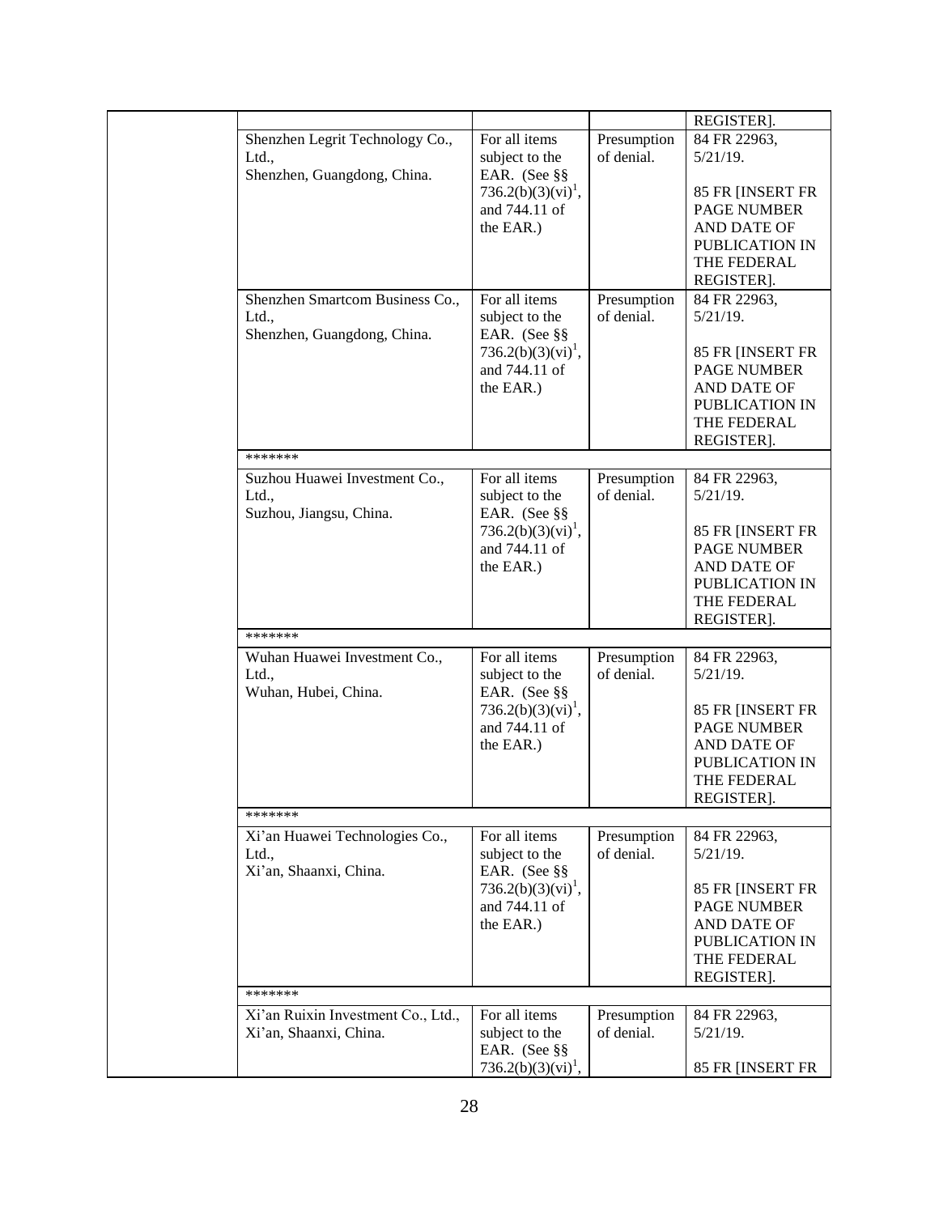| | | | | |
|---|---|---|---|---|
| | | | | REGISTER]. |
| | Shenzhen Legrit Technology Co., Ltd., Shenzhen, Guangdong, China. | For all items subject to the EAR. (See §§ 736.2(b)(3)(vi)[1], and 744.11 of the EAR.) | Presumption of denial. | 84 FR 22963, 5/21/19. 85 FR [INSERT FR PAGE NUMBER AND DATE OF PUBLICATION IN THE FEDERAL REGISTER]. |
| | Shenzhen Smartcom Business Co., Ltd., Shenzhen, Guangdong, China. | For all items subject to the EAR. (See §§ 736.2(b)(3)(vi)[1], and 744.11 of the EAR.) | Presumption of denial. | 84 FR 22963, 5/21/19. 85 FR [INSERT FR PAGE NUMBER AND DATE OF PUBLICATION IN THE FEDERAL REGISTER]. |
| | ******* | | | |
| | Suzhou Huawei Investment Co., Ltd., Suzhou, Jiangsu, China. | For all items subject to the EAR. (See §§ 736.2(b)(3)(vi)[1], and 744.11 of the EAR.) | Presumption of denial. | 84 FR 22963, 5/21/19. 85 FR [INSERT FR PAGE NUMBER AND DATE OF PUBLICATION IN THE FEDERAL REGISTER]. |
| | ******* | | | |
| | Wuhan Huawei Investment Co., Ltd., Wuhan, Hubei, China. | For all items subject to the EAR. (See §§ 736.2(b)(3)(vi)[1], and 744.11 of the EAR.) | Presumption of denial. | 84 FR 22963, 5/21/19. 85 FR [INSERT FR PAGE NUMBER AND DATE OF PUBLICATION IN THE FEDERAL REGISTER]. |
| | ******* | | | |
| | Xi'an Huawei Technologies Co., Ltd., Xi'an, Shaanxi, China. | For all items subject to the EAR. (See §§ 736.2(b)(3)(vi)[1], and 744.11 of the EAR.) | Presumption of denial. | 84 FR 22963, 5/21/19. 85 FR [INSERT FR PAGE NUMBER AND DATE OF PUBLICATION IN THE FEDERAL REGISTER]. |
| | ******* | | | |
| | Xi'an Ruixin Investment Co., Ltd., Xi'an, Shaanxi, China. | For all items subject to the EAR. (See §§ 736.2(b)(3)(vi)[1], | Presumption of denial. | 84 FR 22963, 5/21/19. 85 FR [INSERT FR |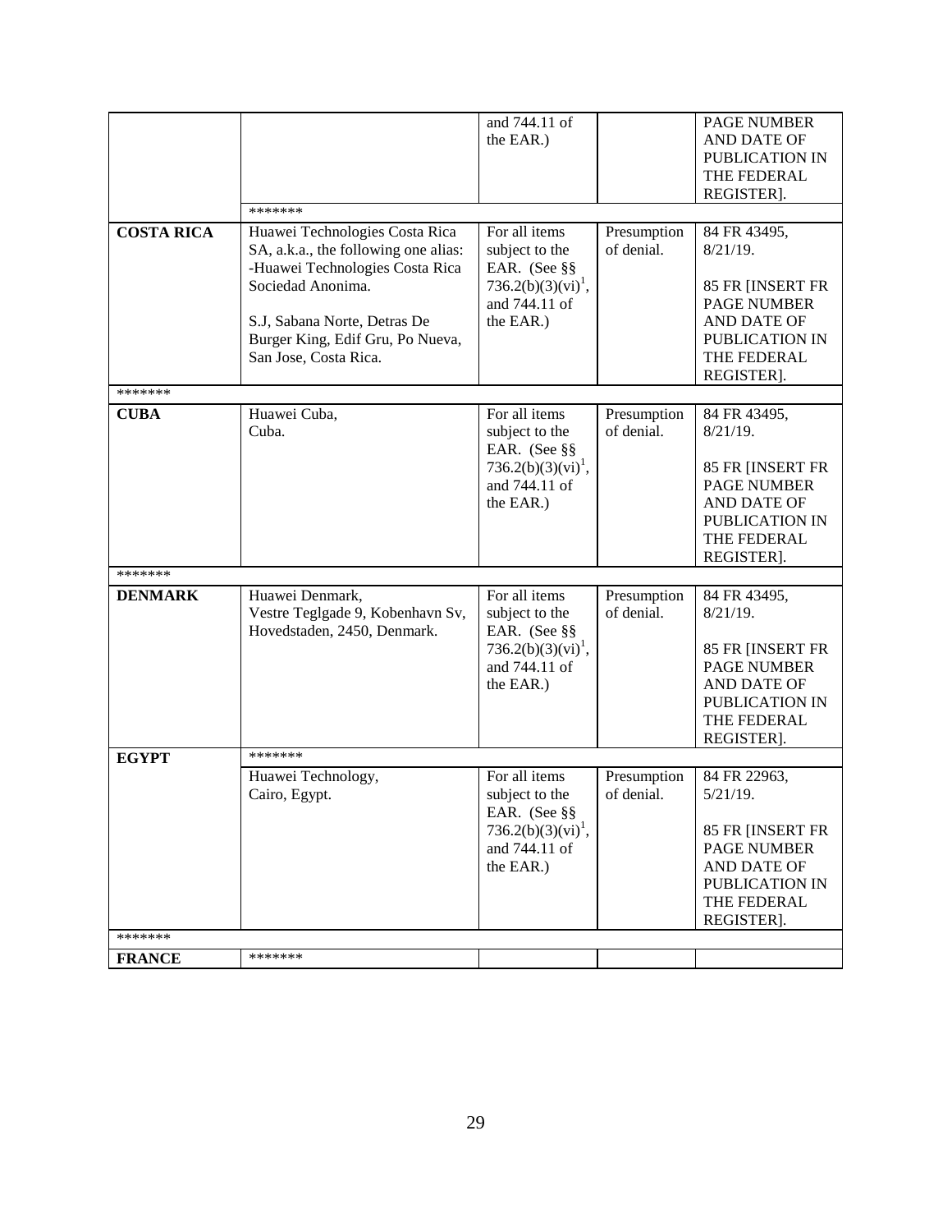| | | and 744.11 of the EAR.) | | PAGE NUMBER AND DATE OF PUBLICATION IN THE FEDERAL REGISTER]. |
|---|---|---|---|---|
| | ******* | | | |
| **COSTA RICA** | Huawei Technologies Costa Rica SA, a.k.a., the following one alias: -Huawei Technologies Costa Rica Sociedad Anonima.<br><br>S.J, Sabana Norte, Detras De Burger King, Edif Gru, Po Nueva, San Jose, Costa Rica. | For all items subject to the EAR. (See §§ 736.2(b)(3)(vi)[1], and 744.11 of the EAR.) | Presumption of denial. | 84 FR 43495, 8/21/19.<br><br>85 FR [INSERT FR PAGE NUMBER AND DATE OF PUBLICATION IN THE FEDERAL REGISTER]. |
| ******* | | | | |
| **CUBA** | Huawei Cuba, Cuba. | For all items subject to the EAR. (See §§ 736.2(b)(3)(vi)[1], and 744.11 of the EAR.) | Presumption of denial. | 84 FR 43495, 8/21/19.<br><br>85 FR [INSERT FR PAGE NUMBER AND DATE OF PUBLICATION IN THE FEDERAL REGISTER]. |
| ******* | | | | |
| **DENMARK** | Huawei Denmark, Vestre Teglgade 9, Kobenhavn Sv, Hovedstaden, 2450, Denmark. | For all items subject to the EAR. (See §§ 736.2(b)(3)(vi)[1], and 744.11 of the EAR.) | Presumption of denial. | 84 FR 43495, 8/21/19.<br><br>85 FR [INSERT FR PAGE NUMBER AND DATE OF PUBLICATION IN THE FEDERAL REGISTER]. |
| **EGYPT** | ******* | | | |
| | Huawei Technology, Cairo, Egypt. | For all items subject to the EAR. (See §§ 736.2(b)(3)(vi)[1], and 744.11 of the EAR.) | Presumption of denial. | 84 FR 22963, 5/21/19.<br><br>85 FR [INSERT FR PAGE NUMBER AND DATE OF PUBLICATION IN THE FEDERAL REGISTER]. |
| ******* | | | | |
| **FRANCE** | ******* | | | |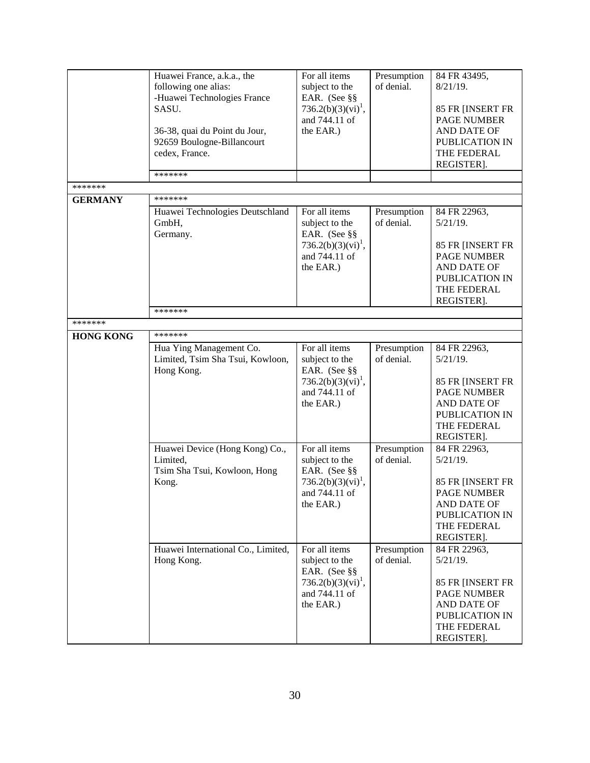| | | | | |
|---|---|---|---|---|
| | Huawei France, a.k.a., the following one alias:<br>-Huawei Technologies France SASU.<br><br>36-38, quai du Point du Jour, 92659 Boulogne-Billancourt cedex, France. | For all items subject to the EAR. (See §§ 736.2(b)(3)(vi)[1], and 744.11 of the EAR.) | Presumption of denial. | 84 FR 43495, 8/21/19.<br><br>85 FR [INSERT FR PAGE NUMBER AND DATE OF PUBLICATION IN THE FEDERAL REGISTER]. |
| | ******* | | | |
| ******* | | | | |
| **GERMANY** | ******* | | | |
| | Huawei Technologies Deutschland GmbH,<br>Germany. | For all items subject to the EAR. (See §§ 736.2(b)(3)(vi)[1], and 744.11 of the EAR.) | Presumption of denial. | 84 FR 22963, 5/21/19.<br><br>85 FR [INSERT FR PAGE NUMBER AND DATE OF PUBLICATION IN THE FEDERAL REGISTER]. |
| | ******* | | | |
| ******* | | | | |
| **HONG KONG** | ******* | | | |
| | Hua Ying Management Co. Limited, Tsim Sha Tsui, Kowloon, Hong Kong. | For all items subject to the EAR. (See §§ 736.2(b)(3)(vi)[1], and 744.11 of the EAR.) | Presumption of denial. | 84 FR 22963, 5/21/19.<br><br>85 FR [INSERT FR PAGE NUMBER AND DATE OF PUBLICATION IN THE FEDERAL REGISTER]. |
| | Huawei Device (Hong Kong) Co., Limited,<br>Tsim Sha Tsui, Kowloon, Hong Kong. | For all items subject to the EAR. (See §§ 736.2(b)(3)(vi)[1], and 744.11 of the EAR.) | Presumption of denial. | 84 FR 22963, 5/21/19.<br><br>85 FR [INSERT FR PAGE NUMBER AND DATE OF PUBLICATION IN THE FEDERAL REGISTER]. |
| | Huawei International Co., Limited, Hong Kong. | For all items subject to the EAR. (See §§ 736.2(b)(3)(vi)[1], and 744.11 of the EAR.) | Presumption of denial. | 84 FR 22963, 5/21/19.<br><br>85 FR [INSERT FR PAGE NUMBER AND DATE OF PUBLICATION IN THE FEDERAL REGISTER]. |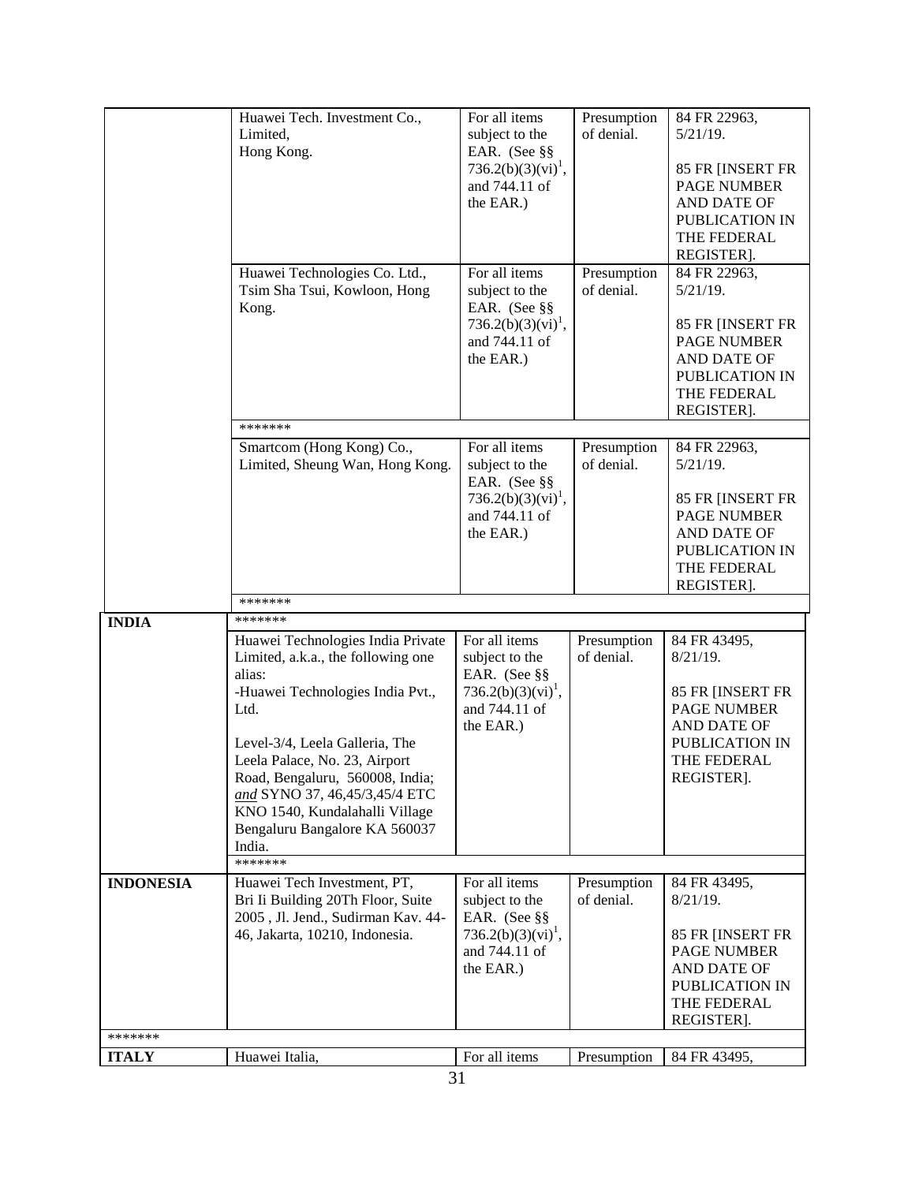| | | | | |
|---|---|---|---|---|
| | Huawei Tech. Investment Co., Limited, Hong Kong. | For all items subject to the EAR. (See §§ 736.2(b)(3)(vi)[1], and 744.11 of the EAR.) | Presumption of denial. | 84 FR 22963, 5/21/19.<br><br>85 FR [INSERT FR PAGE NUMBER AND DATE OF PUBLICATION IN THE FEDERAL REGISTER]. |
| | Huawei Technologies Co. Ltd., Tsim Sha Tsui, Kowloon, Hong Kong. | For all items subject to the EAR. (See §§ 736.2(b)(3)(vi)[1], and 744.11 of the EAR.) | Presumption of denial. | 84 FR 22963, 5/21/19.<br><br>85 FR [INSERT FR PAGE NUMBER AND DATE OF PUBLICATION IN THE FEDERAL REGISTER]. |
| | ******* | | | |
| | Smartcom (Hong Kong) Co., Limited, Sheung Wan, Hong Kong. | For all items subject to the EAR. (See §§ 736.2(b)(3)(vi)[1], and 744.11 of the EAR.) | Presumption of denial. | 84 FR 22963, 5/21/19.<br><br>85 FR [INSERT FR PAGE NUMBER AND DATE OF PUBLICATION IN THE FEDERAL REGISTER]. |
| | ******* | | | |
| **INDIA** | ******* | | | |
| | Huawei Technologies India Private Limited, a.k.a., the following one alias:<br>-Huawei Technologies India Pvt., Ltd.<br><br>Level-3/4, Leela Galleria, The Leela Palace, No. 23, Airport Road, Bengaluru, 560008, India; *and* SYNO 37, 46,45/3,45/4 ETC KNO 1540, Kundalahalli Village Bengaluru Bangalore KA 560037 India. | For all items subject to the EAR. (See §§ 736.2(b)(3)(vi)[1], and 744.11 of the EAR.) | Presumption of denial. | 84 FR 43495, 8/21/19.<br><br>85 FR [INSERT FR PAGE NUMBER AND DATE OF PUBLICATION IN THE FEDERAL REGISTER]. |
| | ******* | | | |
| **INDONESIA** | Huawei Tech Investment, PT, Bri Ii Building 20Th Floor, Suite 2005 , Jl. Jend., Sudirman Kav. 44-46, Jakarta, 10210, Indonesia. | For all items subject to the EAR. (See §§ 736.2(b)(3)(vi)[1], and 744.11 of the EAR.) | Presumption of denial. | 84 FR 43495, 8/21/19.<br><br>85 FR [INSERT FR PAGE NUMBER AND DATE OF PUBLICATION IN THE FEDERAL REGISTER]. |
| ******* | | | | |
| **ITALY** | Huawei Italia, | For all items | Presumption | 84 FR 43495, |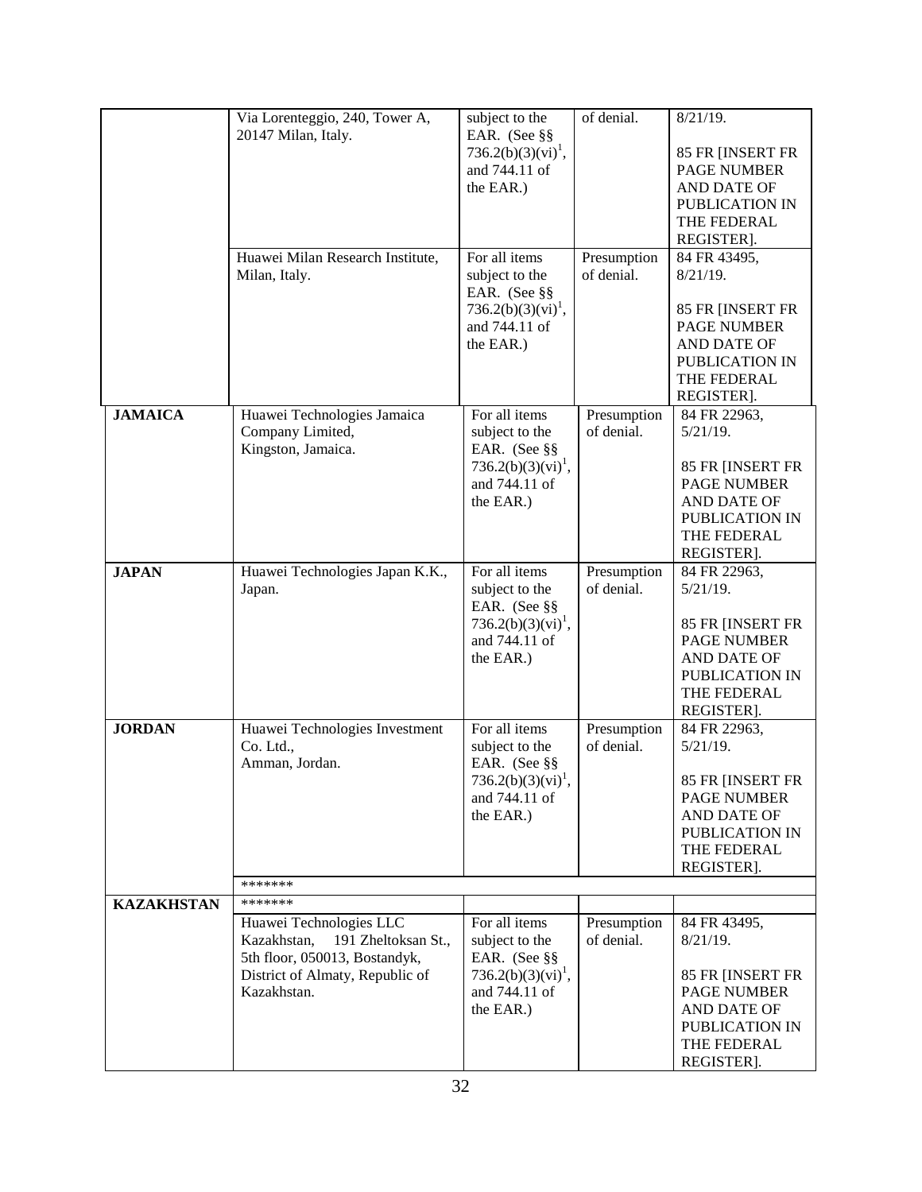| | | | | |
|---|---|---|---|---|
| | Via Lorenteggio, 240, Tower A, 20147 Milan, Italy. | subject to the EAR. (See §§ 736.2(b)(3)(vi)[1], and 744.11 of the EAR.) | of denial. | 8/21/19.<br><br>85 FR [INSERT FR PAGE NUMBER AND DATE OF PUBLICATION IN THE FEDERAL REGISTER]. |
| | Huawei Milan Research Institute, Milan, Italy. | For all items subject to the EAR. (See §§ 736.2(b)(3)(vi)[1], and 744.11 of the EAR.) | Presumption of denial. | 84 FR 43495, 8/21/19.<br><br>85 FR [INSERT FR PAGE NUMBER AND DATE OF PUBLICATION IN THE FEDERAL REGISTER]. |
| **JAMAICA** | Huawei Technologies Jamaica Company Limited, Kingston, Jamaica. | For all items subject to the EAR. (See §§ 736.2(b)(3)(vi)[1], and 744.11 of the EAR.) | Presumption of denial. | 84 FR 22963, 5/21/19.<br><br>85 FR [INSERT FR PAGE NUMBER AND DATE OF PUBLICATION IN THE FEDERAL REGISTER]. |
| **JAPAN** | Huawei Technologies Japan K.K., Japan. | For all items subject to the EAR. (See §§ 736.2(b)(3)(vi)[1], and 744.11 of the EAR.) | Presumption of denial. | 84 FR 22963, 5/21/19.<br><br>85 FR [INSERT FR PAGE NUMBER AND DATE OF PUBLICATION IN THE FEDERAL REGISTER]. |
| **JORDAN** | Huawei Technologies Investment Co. Ltd., Amman, Jordan. | For all items subject to the EAR. (See §§ 736.2(b)(3)(vi)[1], and 744.11 of the EAR.) | Presumption of denial. | 84 FR 22963, 5/21/19.<br><br>85 FR [INSERT FR PAGE NUMBER AND DATE OF PUBLICATION IN THE FEDERAL REGISTER]. |
| | ******* | | | |
| **KAZAKHSTAN** | ******* | | | |
| | Huawei Technologies LLC Kazakhstan, 191 Zheltoksan St., 5th floor, 050013, Bostandyk, District of Almaty, Republic of Kazakhstan. | For all items subject to the EAR. (See §§ 736.2(b)(3)(vi)[1], and 744.11 of the EAR.) | Presumption of denial. | 84 FR 43495, 8/21/19.<br><br>85 FR [INSERT FR PAGE NUMBER AND DATE OF PUBLICATION IN THE FEDERAL REGISTER]. |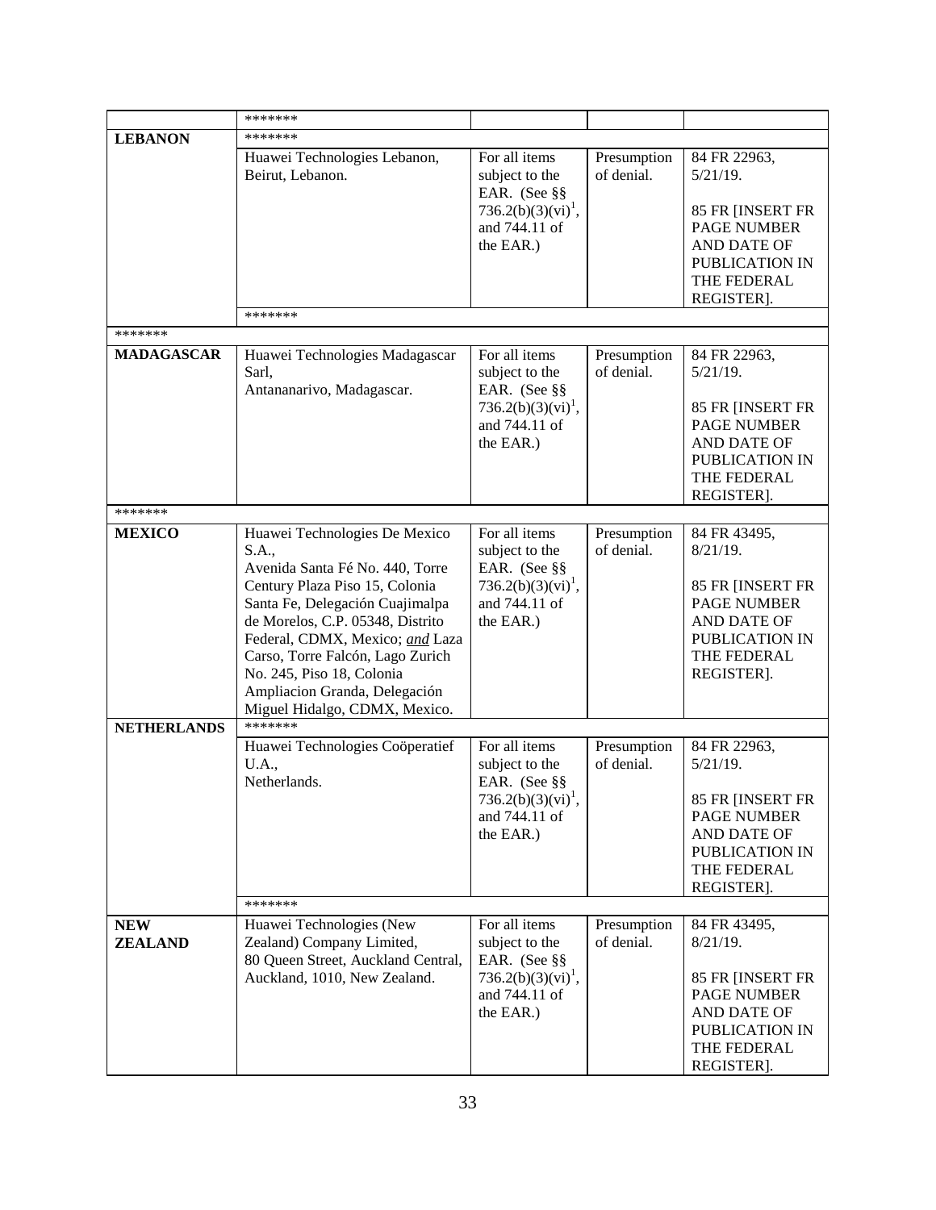| | ******* | | | |
|---|---|---|---|---|
| **LEBANON** | ******* | | | |
| | Huawei Technologies Lebanon, Beirut, Lebanon. | For all items subject to the EAR. (See §§ 736.2(b)(3)(vi)[1], and 744.11 of the EAR.) | Presumption of denial. | 84 FR 22963, 5/21/19.<br><br>85 FR [INSERT FR PAGE NUMBER AND DATE OF PUBLICATION IN THE FEDERAL REGISTER]. |
| | ******* | | | |
| ******* | | | | |
| **MADAGASCAR** | Huawei Technologies Madagascar Sarl, Antananarivo, Madagascar. | For all items subject to the EAR. (See §§ 736.2(b)(3)(vi)[1], and 744.11 of the EAR.) | Presumption of denial. | 84 FR 22963, 5/21/19.<br><br>85 FR [INSERT FR PAGE NUMBER AND DATE OF PUBLICATION IN THE FEDERAL REGISTER]. |
| ******* | | | | |
| **MEXICO** | Huawei Technologies De Mexico S.A., Avenida Santa Fé No. 440, Torre Century Plaza Piso 15, Colonia Santa Fe, Delegación Cuajimalpa de Morelos, C.P. 05348, Distrito Federal, CDMX, Mexico; ***and*** Laza Carso, Torre Falcón, Lago Zurich No. 245, Piso 18, Colonia Ampliacion Granda, Delegación Miguel Hidalgo, CDMX, Mexico. | For all items subject to the EAR. (See §§ 736.2(b)(3)(vi)[1], and 744.11 of the EAR.) | Presumption of denial. | 84 FR 43495, 8/21/19.<br><br>85 FR [INSERT FR PAGE NUMBER AND DATE OF PUBLICATION IN THE FEDERAL REGISTER]. |
| **NETHERLANDS** | ******* | | | |
| | Huawei Technologies Coöperatief U.A., Netherlands. | For all items subject to the EAR. (See §§ 736.2(b)(3)(vi)[1], and 744.11 of the EAR.) | Presumption of denial. | 84 FR 22963, 5/21/19.<br><br>85 FR [INSERT FR PAGE NUMBER AND DATE OF PUBLICATION IN THE FEDERAL REGISTER]. |
| | ******* | | | |
| **NEW ZEALAND** | Huawei Technologies (New Zealand) Company Limited, 80 Queen Street, Auckland Central, Auckland, 1010, New Zealand. | For all items subject to the EAR. (See §§ 736.2(b)(3)(vi)[1], and 744.11 of the EAR.) | Presumption of denial. | 84 FR 43495, 8/21/19.<br><br>85 FR [INSERT FR PAGE NUMBER AND DATE OF PUBLICATION IN THE FEDERAL REGISTER]. |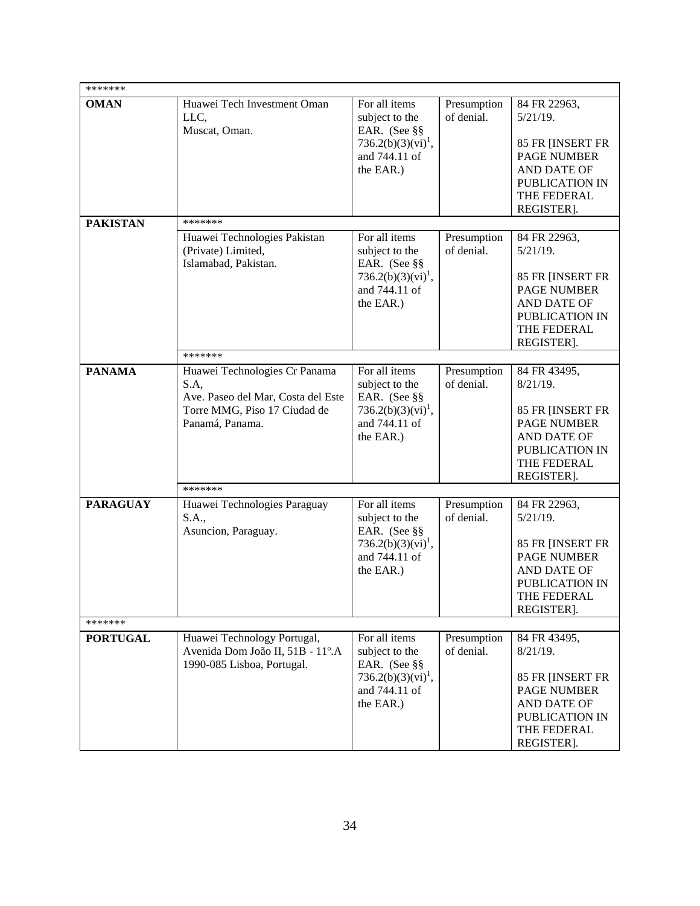| ******* | | | | |
|---|---|---|---|---|
| **OMAN** | Huawei Tech Investment Oman LLC, Muscat, Oman. | For all items subject to the EAR. (See §§ 736.2(b)(3)(vi)[1], and 744.11 of the EAR.) | Presumption of denial. | 84 FR 22963, 5/21/19. 85 FR [INSERT FR PAGE NUMBER AND DATE OF PUBLICATION IN THE FEDERAL REGISTER]. |
| **PAKISTAN** | ******* | | | |
| | Huawei Technologies Pakistan (Private) Limited, Islamabad, Pakistan. | For all items subject to the EAR. (See §§ 736.2(b)(3)(vi)[1], and 744.11 of the EAR.) | Presumption of denial. | 84 FR 22963, 5/21/19. 85 FR [INSERT FR PAGE NUMBER AND DATE OF PUBLICATION IN THE FEDERAL REGISTER]. |
| | ******* | | | |
| **PANAMA** | Huawei Technologies Cr Panama S.A, Ave. Paseo del Mar, Costa del Este Torre MMG, Piso 17 Ciudad de Panamá, Panama. | For all items subject to the EAR. (See §§ 736.2(b)(3)(vi)[1], and 744.11 of the EAR.) | Presumption of denial. | 84 FR 43495, 8/21/19. 85 FR [INSERT FR PAGE NUMBER AND DATE OF PUBLICATION IN THE FEDERAL REGISTER]. |
| | ******* | | | |
| **PARAGUAY** | Huawei Technologies Paraguay S.A., Asuncion, Paraguay. | For all items subject to the EAR. (See §§ 736.2(b)(3)(vi)[1], and 744.11 of the EAR.) | Presumption of denial. | 84 FR 22963, 5/21/19. 85 FR [INSERT FR PAGE NUMBER AND DATE OF PUBLICATION IN THE FEDERAL REGISTER]. |
| ******* | | | | |
| **PORTUGAL** | Huawei Technology Portugal, Avenida Dom João II, 51B - 11º.A 1990-085 Lisboa, Portugal. | For all items subject to the EAR. (See §§ 736.2(b)(3)(vi)[1], and 744.11 of the EAR.) | Presumption of denial. | 84 FR 43495, 8/21/19. 85 FR [INSERT FR PAGE NUMBER AND DATE OF PUBLICATION IN THE FEDERAL REGISTER]. |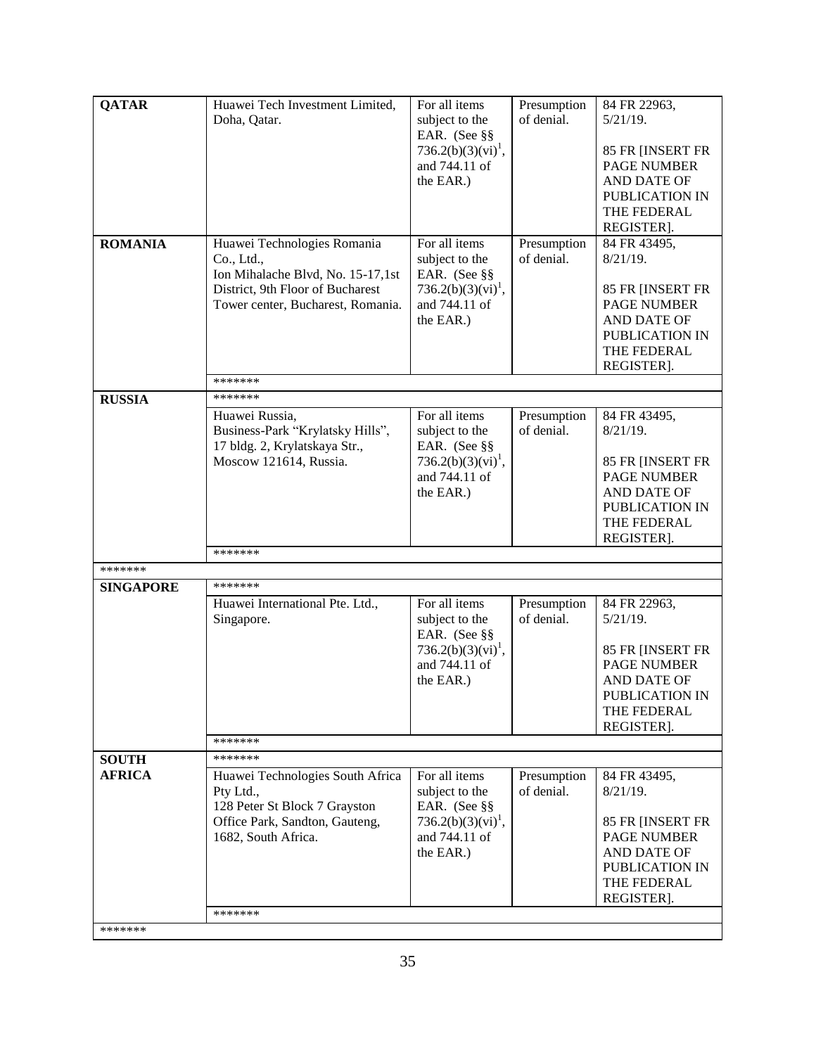| | | | | |
|---|---|---|---|---|
| **QATAR** | Huawei Tech Investment Limited, Doha, Qatar. | For all items subject to the EAR. (See §§ 736.2(b)(3)(vi)[1], and 744.11 of the EAR.) | Presumption of denial. | 84 FR 22963, 5/21/19.<br><br>85 FR [INSERT FR PAGE NUMBER AND DATE OF PUBLICATION IN THE FEDERAL REGISTER]. |
| **ROMANIA** | Huawei Technologies Romania Co., Ltd., Ion Mihalache Blvd, No. 15-17,1st District, 9th Floor of Bucharest Tower center, Bucharest, Romania. | For all items subject to the EAR. (See §§ 736.2(b)(3)(vi)[1], and 744.11 of the EAR.) | Presumption of denial. | 84 FR 43495, 8/21/19.<br><br>85 FR [INSERT FR PAGE NUMBER AND DATE OF PUBLICATION IN THE FEDERAL REGISTER]. |
| | ******* | | | |
| **RUSSIA** | ******* | | | |
| | Huawei Russia, Business-Park "Krylatsky Hills", 17 bldg. 2, Krylatskaya Str., Moscow 121614, Russia. | For all items subject to the EAR. (See §§ 736.2(b)(3)(vi)[1], and 744.11 of the EAR.) | Presumption of denial. | 84 FR 43495, 8/21/19.<br><br>85 FR [INSERT FR PAGE NUMBER AND DATE OF PUBLICATION IN THE FEDERAL REGISTER]. |
| | ******* | | | |
| ******* | | | | |
| **SINGAPORE** | ******* | | | |
| | Huawei International Pte. Ltd., Singapore. | For all items subject to the EAR. (See §§ 736.2(b)(3)(vi)[1], and 744.11 of the EAR.) | Presumption of denial. | 84 FR 22963, 5/21/19.<br><br>85 FR [INSERT FR PAGE NUMBER AND DATE OF PUBLICATION IN THE FEDERAL REGISTER]. |
| | ******* | | | |
| **SOUTH AFRICA** | ******* | | | |
| | Huawei Technologies South Africa Pty Ltd., 128 Peter St Block 7 Grayston Office Park, Sandton, Gauteng, 1682, South Africa. | For all items subject to the EAR. (See §§ 736.2(b)(3)(vi)[1], and 744.11 of the EAR.) | Presumption of denial. | 84 FR 43495, 8/21/19.<br><br>85 FR [INSERT FR PAGE NUMBER AND DATE OF PUBLICATION IN THE FEDERAL REGISTER]. |
| | ******* | | | |
| ******* | | | | |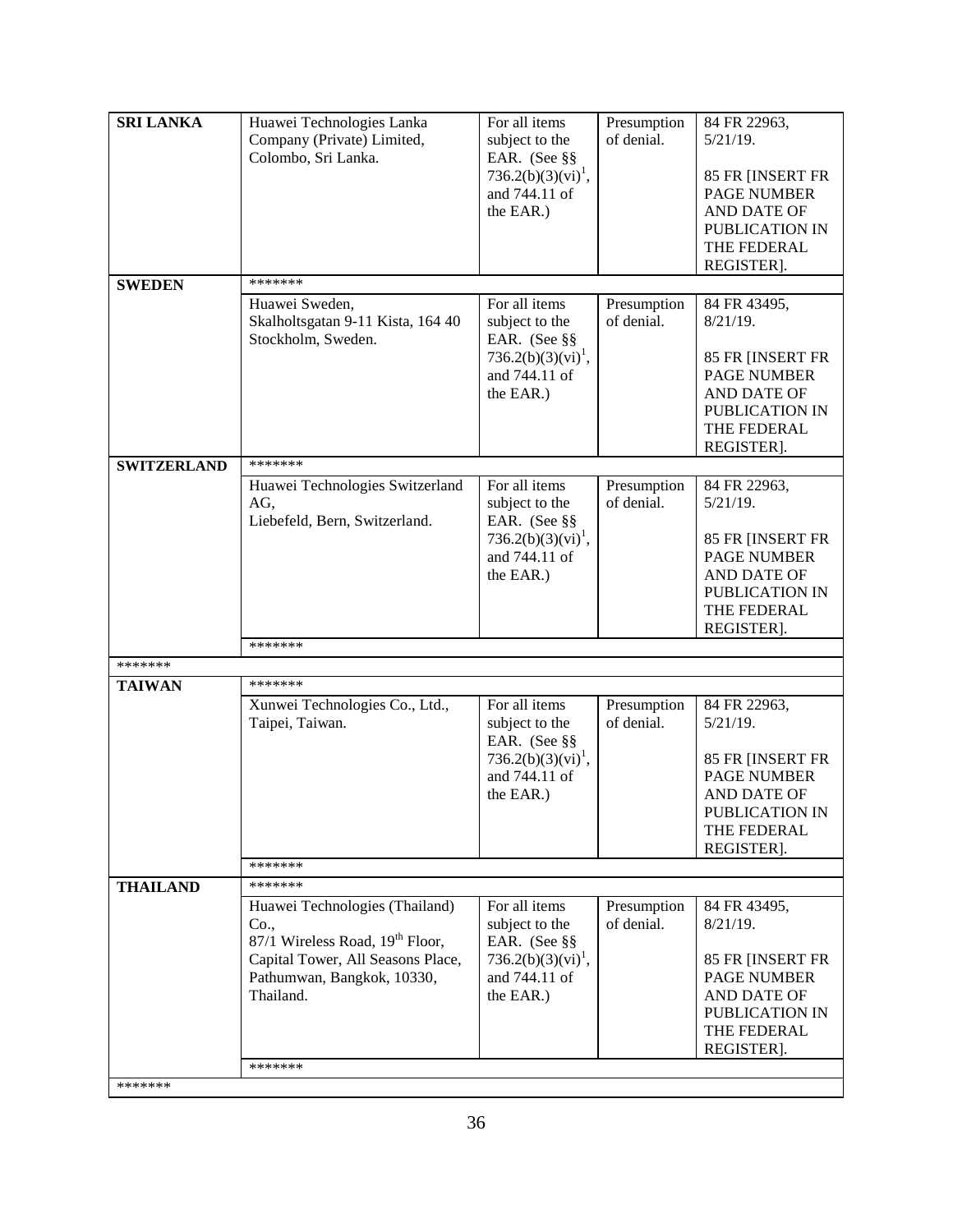| | | | | |
|---|---|---|---|---|
| **SRI LANKA** | Huawei Technologies Lanka Company (Private) Limited, Colombo, Sri Lanka. | For all items subject to the EAR. (See §§ 736.2(b)(3)(vi)[1], and 744.11 of the EAR.) | Presumption of denial. | 84 FR 22963, 5/21/19.<br><br>85 FR [INSERT FR PAGE NUMBER AND DATE OF PUBLICATION IN THE FEDERAL REGISTER]. |
| **SWEDEN** | ******* | | | |
| | Huawei Sweden, Skalholtsgatan 9-11 Kista, 164 40 Stockholm, Sweden. | For all items subject to the EAR. (See §§ 736.2(b)(3)(vi)[1], and 744.11 of the EAR.) | Presumption of denial. | 84 FR 43495, 8/21/19.<br><br>85 FR [INSERT FR PAGE NUMBER AND DATE OF PUBLICATION IN THE FEDERAL REGISTER]. |
| **SWITZERLAND** | ******* | | | |
| | Huawei Technologies Switzerland AG, Liebefeld, Bern, Switzerland. | For all items subject to the EAR. (See §§ 736.2(b)(3)(vi)[1], and 744.11 of the EAR.) | Presumption of denial. | 84 FR 22963, 5/21/19.<br><br>85 FR [INSERT FR PAGE NUMBER AND DATE OF PUBLICATION IN THE FEDERAL REGISTER]. |
| | ******* | | | |
| ******* | | | | |
| **TAIWAN** | ******* | | | |
| | Xunwei Technologies Co., Ltd., Taipei, Taiwan. | For all items subject to the EAR. (See §§ 736.2(b)(3)(vi)[1], and 744.11 of the EAR.) | Presumption of denial. | 84 FR 22963, 5/21/19.<br><br>85 FR [INSERT FR PAGE NUMBER AND DATE OF PUBLICATION IN THE FEDERAL REGISTER]. |
| | ******* | | | |
| **THAILAND** | ******* | | | |
| | Huawei Technologies (Thailand) Co., 87/1 Wireless Road, 19th Floor, Capital Tower, All Seasons Place, Pathumwan, Bangkok, 10330, Thailand. | For all items subject to the EAR. (See §§ 736.2(b)(3)(vi)[1], and 744.11 of the EAR.) | Presumption of denial. | 84 FR 43495, 8/21/19.<br><br>85 FR [INSERT FR PAGE NUMBER AND DATE OF PUBLICATION IN THE FEDERAL REGISTER]. |
| | ******* | | | |
| ******* | | | | |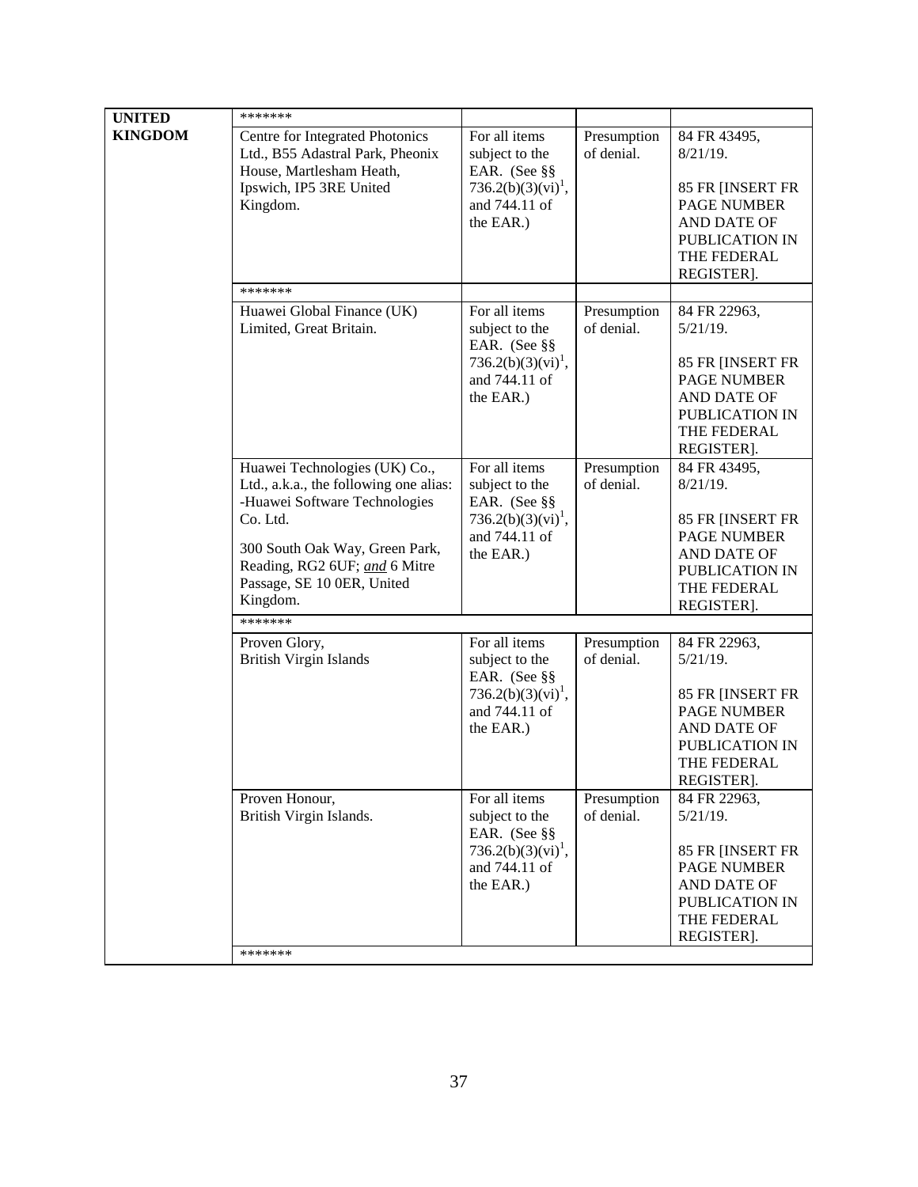| UNITED KINGDOM | ******* | | | |
|---|---|---|---|---|
| | Centre for Integrated Photonics Ltd., B55 Adastral Park, Pheonix House, Martlesham Heath, Ipswich, IP5 3RE United Kingdom. | For all items subject to the EAR. (See §§ 736.2(b)(3)(vi)[1], and 744.11 of the EAR.) | Presumption of denial. | 84 FR 43495, 8/21/19. 85 FR [INSERT FR PAGE NUMBER AND DATE OF PUBLICATION IN THE FEDERAL REGISTER]. |
| | ******* | | | |
| | Huawei Global Finance (UK) Limited, Great Britain. | For all items subject to the EAR. (See §§ 736.2(b)(3)(vi)[1], and 744.11 of the EAR.) | Presumption of denial. | 84 FR 22963, 5/21/19. 85 FR [INSERT FR PAGE NUMBER AND DATE OF PUBLICATION IN THE FEDERAL REGISTER]. |
| | Huawei Technologies (UK) Co., Ltd., a.k.a., the following one alias: -Huawei Software Technologies Co. Ltd. 300 South Oak Way, Green Park, Reading, RG2 6UF; *and* 6 Mitre Passage, SE 10 0ER, United Kingdom. | For all items subject to the EAR. (See §§ 736.2(b)(3)(vi)[1], and 744.11 of the EAR.) | Presumption of denial. | 84 FR 43495, 8/21/19. 85 FR [INSERT FR PAGE NUMBER AND DATE OF PUBLICATION IN THE FEDERAL REGISTER]. |
| | ******* | | | |
| | Proven Glory, British Virgin Islands | For all items subject to the EAR. (See §§ 736.2(b)(3)(vi)[1], and 744.11 of the EAR.) | Presumption of denial. | 84 FR 22963, 5/21/19. 85 FR [INSERT FR PAGE NUMBER AND DATE OF PUBLICATION IN THE FEDERAL REGISTER]. |
| | Proven Honour, British Virgin Islands. | For all items subject to the EAR. (See §§ 736.2(b)(3)(vi)[1], and 744.11 of the EAR.) | Presumption of denial. | 84 FR 22963, 5/21/19. 85 FR [INSERT FR PAGE NUMBER AND DATE OF PUBLICATION IN THE FEDERAL REGISTER]. |
| | ******* | | | |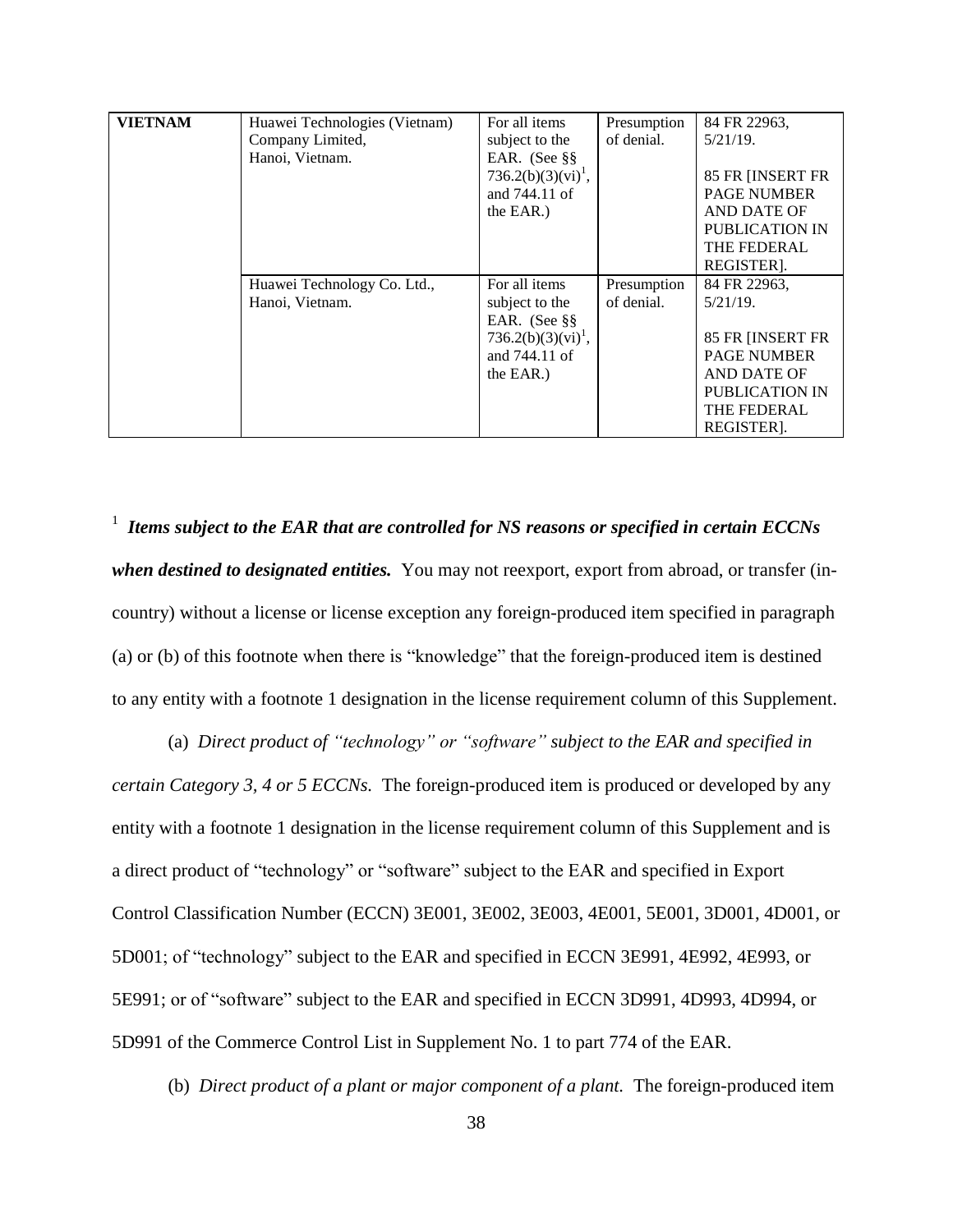| VIETNAM | Huawei Technologies (Vietnam) Company Limited, Hanoi, Vietnam. | For all items subject to the EAR. (See §§ 736.2(b)(3)(vi)[1], and 744.11 of the EAR.) | Presumption of denial. | 84 FR 22963, 5/21/19. 85 FR [INSERT FR PAGE NUMBER AND DATE OF PUBLICATION IN THE FEDERAL REGISTER]. |
|---|---|---|---|---|
| | Huawei Technology Co. Ltd., Hanoi, Vietnam. | For all items subject to the EAR. (See §§ 736.2(b)(3)(vi)[1], and 744.11 of the EAR.) | Presumption of denial. | 84 FR 22963, 5/21/19. 85 FR [INSERT FR PAGE NUMBER AND DATE OF PUBLICATION IN THE FEDERAL REGISTER]. |

[1] ***Items subject to the EAR that are controlled for NS reasons or specified in certain ECCNs when destined to designated entities.*** You may not reexport, export from abroad, or transfer (in-country) without a license or license exception any foreign-produced item specified in paragraph (a) or (b) of this footnote when there is "knowledge" that the foreign-produced item is destined to any entity with a footnote 1 designation in the license requirement column of this Supplement.

(a) *Direct product of "technology" or "software" subject to the EAR and specified in certain Category 3, 4 or 5 ECCNs.* The foreign-produced item is produced or developed by any entity with a footnote 1 designation in the license requirement column of this Supplement and is a direct product of "technology" or "software" subject to the EAR and specified in Export Control Classification Number (ECCN) 3E001, 3E002, 3E003, 4E001, 5E001, 3D001, 4D001, or 5D001; of "technology" subject to the EAR and specified in ECCN 3E991, 4E992, 4E993, or 5E991; or of "software" subject to the EAR and specified in ECCN 3D991, 4D993, 4D994, or 5D991 of the Commerce Control List in Supplement No. 1 to part 774 of the EAR.

(b) *Direct product of a plant or major component of a plant.* The foreign-produced item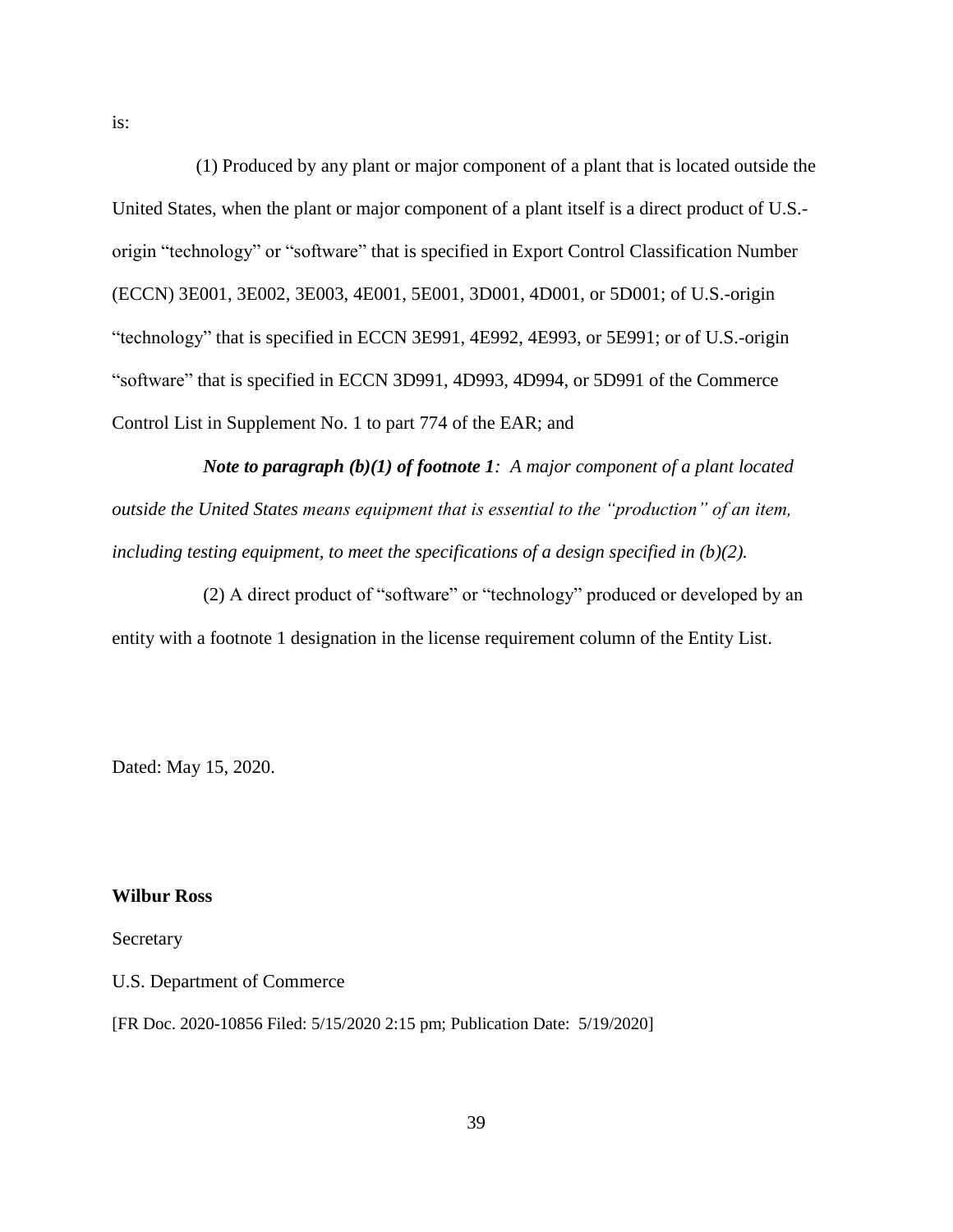is:

(1) Produced by any plant or major component of a plant that is located outside the United States, when the plant or major component of a plant itself is a direct product of U.S.-origin "technology" or "software" that is specified in Export Control Classification Number (ECCN) 3E001, 3E002, 3E003, 4E001, 5E001, 3D001, 4D001, or 5D001; of U.S.-origin "technology" that is specified in ECCN 3E991, 4E992, 4E993, or 5E991; or of U.S.-origin "software" that is specified in ECCN 3D991, 4D993, 4D994, or 5D991 of the Commerce Control List in Supplement No. 1 to part 774 of the EAR; and

***Note to paragraph (b)(1) of footnote 1****: A major component of a plant located outside the United States means equipment that is essential to the "production" of an item, including testing equipment, to meet the specifications of a design specified in (b)(2).*

(2) A direct product of "software" or "technology" produced or developed by an entity with a footnote 1 designation in the license requirement column of the Entity List.

Dated: May 15, 2020.

**Wilbur Ross**

Secretary

U.S. Department of Commerce

[FR Doc. 2020-10856 Filed: 5/15/2020 2:15 pm; Publication Date: 5/19/2020]